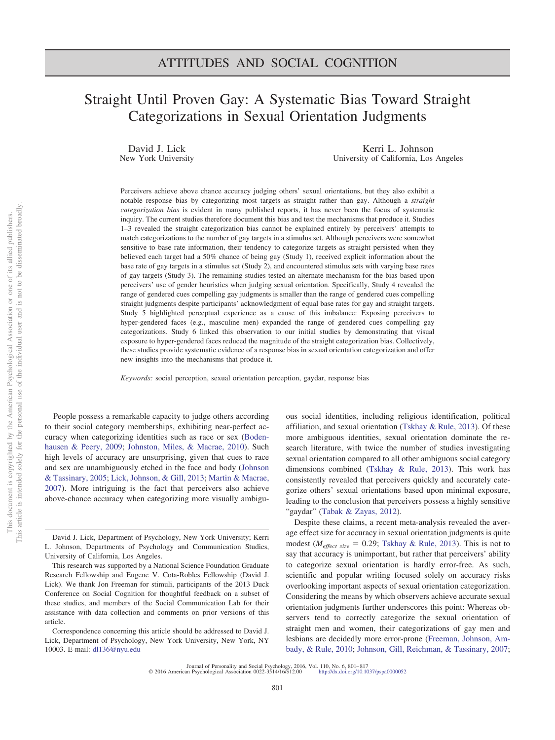ATTITUDES AND SOCIAL COGNITION

# Straight Until Proven Gay: A Systematic Bias Toward Straight Categorizations in Sexual Orientation Judgments

David J. Lick
New York University

Kerri L. Johnson
University of California, Los Angeles

Perceivers achieve above chance accuracy judging others' sexual orientations, but they also exhibit a notable response bias by categorizing most targets as straight rather than gay. Although a *straight categorization bias* is evident in many published reports, it has never been the focus of systematic inquiry. The current studies therefore document this bias and test the mechanisms that produce it. Studies 1–3 revealed the straight categorization bias cannot be explained entirely by perceivers' attempts to match categorizations to the number of gay targets in a stimulus set. Although perceivers were somewhat sensitive to base rate information, their tendency to categorize targets as straight persisted when they believed each target had a 50% chance of being gay (Study 1), received explicit information about the base rate of gay targets in a stimulus set (Study 2), and encountered stimulus sets with varying base rates of gay targets (Study 3). The remaining studies tested an alternate mechanism for the bias based upon perceivers' use of gender heuristics when judging sexual orientation. Specifically, Study 4 revealed the range of gendered cues compelling gay judgments is smaller than the range of gendered cues compelling straight judgments despite participants' acknowledgment of equal base rates for gay and straight targets. Study 5 highlighted perceptual experience as a cause of this imbalance: Exposing perceivers to hyper-gendered faces (e.g., masculine men) expanded the range of gendered cues compelling gay categorizations. Study 6 linked this observation to our initial studies by demonstrating that visual exposure to hyper-gendered faces reduced the magnitude of the straight categorization bias. Collectively, these studies provide systematic evidence of a response bias in sexual orientation categorization and offer new insights into the mechanisms that produce it.

*Keywords:* social perception, sexual orientation perception, gaydar, response bias

People possess a remarkable capacity to judge others according to their social category memberships, exhibiting near-perfect accuracy when categorizing identities such as race or sex (Bodenhausen & Peery, 2009; Johnston, Miles, & Macrae, 2010). Such high levels of accuracy are unsurprising, given that cues to race and sex are unambiguously etched in the face and body (Johnson & Tassinary, 2005; Lick, Johnson, & Gill, 2013; Martin & Macrae, 2007). More intriguing is the fact that perceivers also achieve above-chance accuracy when categorizing more visually ambiguous social identities, including religious identification, political affiliation, and sexual orientation (Tskhay & Rule, 2013). Of these more ambiguous identities, sexual orientation dominate the research literature, with twice the number of studies investigating sexual orientation compared to all other ambiguous social category dimensions combined (Tskhay & Rule, 2013). This work has consistently revealed that perceivers quickly and accurately categorize others' sexual orientations based upon minimal exposure, leading to the conclusion that perceivers possess a highly sensitive "gaydar" (Tabak & Zayas, 2012).

Despite these claims, a recent meta-analysis revealed the average effect size for accuracy in sexual orientation judgments is quite modest ($M_{effect\ size}$ = 0.29; Tskhay & Rule, 2013). This is not to say that accuracy is unimportant, but rather that perceivers' ability to categorize sexual orientation is hardly error-free. As such, scientific and popular writing focused solely on accuracy risks overlooking important aspects of sexual orientation categorization. Considering the means by which observers achieve accurate sexual orientation judgments further underscores this point: Whereas observers tend to correctly categorize the sexual orientation of straight men and women, their categorizations of gay men and lesbians are decidedly more error-prone (Freeman, Johnson, Ambady, & Rule, 2010; Johnson, Gill, Reichman, & Tassinary, 2007;

David J. Lick, Department of Psychology, New York University; Kerri L. Johnson, Departments of Psychology and Communication Studies, University of California, Los Angeles.

This research was supported by a National Science Foundation Graduate Research Fellowship and Eugene V. Cota-Robles Fellowship (David J. Lick). We thank Jon Freeman for stimuli, participants of the 2013 Duck Conference on Social Cognition for thoughtful feedback on a subset of these studies, and members of the Social Communication Lab for their assistance with data collection and comments on prior versions of this article.

Correspondence concerning this article should be addressed to David J. Lick, Department of Psychology, New York University, New York, NY 10003. E-mail: dl136@nyu.edu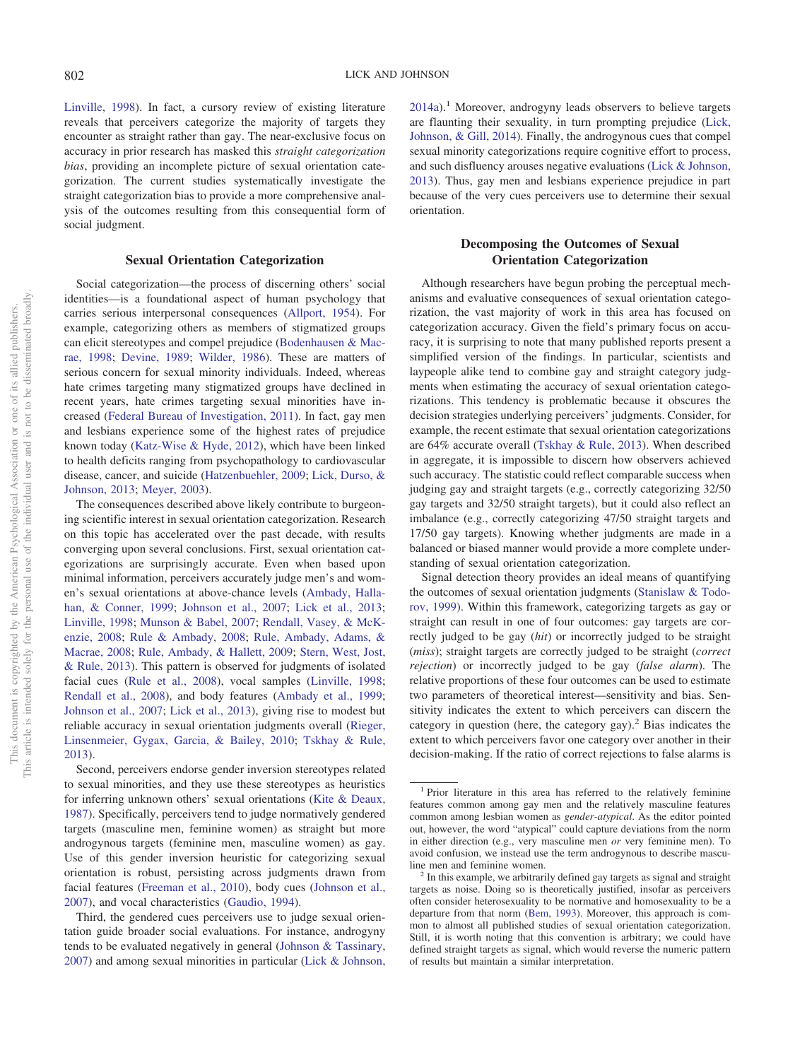Linville, 1998). In fact, a cursory review of existing literature reveals that perceivers categorize the majority of targets they encounter as straight rather than gay. The near-exclusive focus on accuracy in prior research has masked this *straight categorization bias*, providing an incomplete picture of sexual orientation categorization. The current studies systematically investigate the straight categorization bias to provide a more comprehensive analysis of the outcomes resulting from this consequential form of social judgment.

## Sexual Orientation Categorization

Social categorization—the process of discerning others' social identities—is a foundational aspect of human psychology that carries serious interpersonal consequences (Allport, 1954). For example, categorizing others as members of stigmatized groups can elicit stereotypes and compel prejudice (Bodenhausen & Macrae, 1998; Devine, 1989; Wilder, 1986). These are matters of serious concern for sexual minority individuals. Indeed, whereas hate crimes targeting many stigmatized groups have declined in recent years, hate crimes targeting sexual minorities have increased (Federal Bureau of Investigation, 2011). In fact, gay men and lesbians experience some of the highest rates of prejudice known today (Katz-Wise & Hyde, 2012), which have been linked to health deficits ranging from psychopathology to cardiovascular disease, cancer, and suicide (Hatzenbuehler, 2009; Lick, Durso, & Johnson, 2013; Meyer, 2003).

The consequences described above likely contribute to burgeoning scientific interest in sexual orientation categorization. Research on this topic has accelerated over the past decade, with results converging upon several conclusions. First, sexual orientation categorizations are surprisingly accurate. Even when based upon minimal information, perceivers accurately judge men's and women's sexual orientations at above-chance levels (Ambady, Hallahan, & Conner, 1999; Johnson et al., 2007; Lick et al., 2013; Linville, 1998; Munson & Babel, 2007; Rendall, Vasey, & McKenzie, 2008; Rule & Ambady, 2008; Rule, Ambady, Adams, & Macrae, 2008; Rule, Ambady, & Hallett, 2009; Stern, West, Jost, & Rule, 2013). This pattern is observed for judgments of isolated facial cues (Rule et al., 2008), vocal samples (Linville, 1998; Rendall et al., 2008), and body features (Ambady et al., 1999; Johnson et al., 2007; Lick et al., 2013), giving rise to modest but reliable accuracy in sexual orientation judgments overall (Rieger, Linsenmeier, Gygax, Garcia, & Bailey, 2010; Tskhay & Rule, 2013).

Second, perceivers endorse gender inversion stereotypes related to sexual minorities, and they use these stereotypes as heuristics for inferring unknown others' sexual orientations (Kite & Deaux, 1987). Specifically, perceivers tend to judge normatively gendered targets (masculine men, feminine women) as straight but more androgynous targets (feminine men, masculine women) as gay. Use of this gender inversion heuristic for categorizing sexual orientation is robust, persisting across judgments drawn from facial features (Freeman et al., 2010), body cues (Johnson et al., 2007), and vocal characteristics (Gaudio, 1994).

Third, the gendered cues perceivers use to judge sexual orientation guide broader social evaluations. For instance, androgyny tends to be evaluated negatively in general (Johnson & Tassinary, 2007) and among sexual minorities in particular (Lick & Johnson, 2014a).[1] Moreover, androgyny leads observers to believe targets are flaunting their sexuality, in turn prompting prejudice (Lick, Johnson, & Gill, 2014). Finally, the androgynous cues that compel sexual minority categorizations require cognitive effort to process, and such disfluency arouses negative evaluations (Lick & Johnson, 2013). Thus, gay men and lesbians experience prejudice in part because of the very cues perceivers use to determine their sexual orientation.

## Decomposing the Outcomes of Sexual Orientation Categorization

Although researchers have begun probing the perceptual mechanisms and evaluative consequences of sexual orientation categorization, the vast majority of work in this area has focused on categorization accuracy. Given the field's primary focus on accuracy, it is surprising to note that many published reports present a simplified version of the findings. In particular, scientists and laypeople alike tend to combine gay and straight category judgments when estimating the accuracy of sexual orientation categorizations. This tendency is problematic because it obscures the decision strategies underlying perceivers' judgments. Consider, for example, the recent estimate that sexual orientation categorizations are 64% accurate overall (Tskhay & Rule, 2013). When described in aggregate, it is impossible to discern how observers achieved such accuracy. The statistic could reflect comparable success when judging gay and straight targets (e.g., correctly categorizing 32/50 gay targets and 32/50 straight targets), but it could also reflect an imbalance (e.g., correctly categorizing 47/50 straight targets and 17/50 gay targets). Knowing whether judgments are made in a balanced or biased manner would provide a more complete understanding of sexual orientation categorization.

Signal detection theory provides an ideal means of quantifying the outcomes of sexual orientation judgments (Stanislaw & Todorov, 1999). Within this framework, categorizing targets as gay or straight can result in one of four outcomes: gay targets are correctly judged to be gay (*hit*) or incorrectly judged to be straight (*miss*); straight targets are correctly judged to be straight (*correct rejection*) or incorrectly judged to be gay (*false alarm*). The relative proportions of these four outcomes can be used to estimate two parameters of theoretical interest—sensitivity and bias. Sensitivity indicates the extent to which perceivers can discern the category in question (here, the category gay).[2] Bias indicates the extent to which perceivers favor one category over another in their decision-making. If the ratio of correct rejections to false alarms is

---

[1] Prior literature in this area has referred to the relatively feminine features common among gay men and the relatively masculine features common among lesbian women as *gender-atypical*. As the editor pointed out, however, the word "atypical" could capture deviations from the norm in either direction (e.g., very masculine men *or* very feminine men). To avoid confusion, we instead use the term androgynous to describe masculine women and feminine women.

[2] In this example, we arbitrarily defined gay targets as signal and straight targets as noise. Doing so is theoretically justified, insofar as perceivers often consider heterosexuality to be normative and homosexuality to be a departure from that norm (Bem, 1993). Moreover, this approach is common to almost all published studies of sexual orientation categorization. Still, it is worth noting that this convention is arbitrary; we could have defined straight targets as signal, which would reverse the numeric pattern of results but maintain a similar interpretation.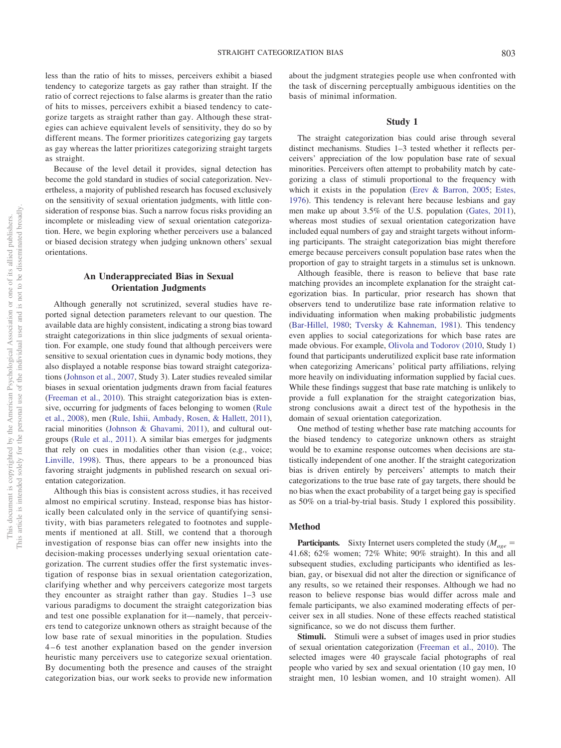less than the ratio of hits to misses, perceivers exhibit a biased tendency to categorize targets as gay rather than straight. If the ratio of correct rejections to false alarms is greater than the ratio of hits to misses, perceivers exhibit a biased tendency to categorize targets as straight rather than gay. Although these strategies can achieve equivalent levels of sensitivity, they do so by different means. The former prioritizes categorizing gay targets as gay whereas the latter prioritizes categorizing straight targets as straight.

Because of the level detail it provides, signal detection has become the gold standard in studies of social categorization. Nevertheless, a majority of published research has focused exclusively on the sensitivity of sexual orientation judgments, with little consideration of response bias. Such a narrow focus risks providing an incomplete or misleading view of sexual orientation categorization. Here, we begin exploring whether perceivers use a balanced or biased decision strategy when judging unknown others' sexual orientations.

## An Underappreciated Bias in Sexual Orientation Judgments

Although generally not scrutinized, several studies have reported signal detection parameters relevant to our question. The available data are highly consistent, indicating a strong bias toward straight categorizations in thin slice judgments of sexual orientation. For example, one study found that although perceivers were sensitive to sexual orientation cues in dynamic body motions, they also displayed a notable response bias toward straight categorizations (Johnson et al., 2007, Study 3). Later studies revealed similar biases in sexual orientation judgments drawn from facial features (Freeman et al., 2010). This straight categorization bias is extensive, occurring for judgments of faces belonging to women (Rule et al., 2008), men (Rule, Ishii, Ambady, Rosen, & Hallett, 2011), racial minorities (Johnson & Ghavami, 2011), and cultural outgroups (Rule et al., 2011). A similar bias emerges for judgments that rely on cues in modalities other than vision (e.g., voice; Linville, 1998). Thus, there appears to be a pronounced bias favoring straight judgments in published research on sexual orientation categorization.

Although this bias is consistent across studies, it has received almost no empirical scrutiny. Instead, response bias has historically been calculated only in the service of quantifying sensitivity, with bias parameters relegated to footnotes and supplements if mentioned at all. Still, we contend that a thorough investigation of response bias can offer new insights into the decision-making processes underlying sexual orientation categorization. The current studies offer the first systematic investigation of response bias in sexual orientation categorization, clarifying whether and why perceivers categorize most targets they encounter as straight rather than gay. Studies 1–3 use various paradigms to document the straight categorization bias and test one possible explanation for it—namely, that perceivers tend to categorize unknown others as straight because of the low base rate of sexual minorities in the population. Studies 4–6 test another explanation based on the gender inversion heuristic many perceivers use to categorize sexual orientation. By documenting both the presence and causes of the straight categorization bias, our work seeks to provide new information about the judgment strategies people use when confronted with the task of discerning perceptually ambiguous identities on the basis of minimal information.

## Study 1

The straight categorization bias could arise through several distinct mechanisms. Studies 1–3 tested whether it reflects perceivers' appreciation of the low population base rate of sexual minorities. Perceivers often attempt to probability match by categorizing a class of stimuli proportional to the frequency with which it exists in the population (Erev & Barron, 2005; Estes, 1976). This tendency is relevant here because lesbians and gay men make up about 3.5% of the U.S. population (Gates, 2011), whereas most studies of sexual orientation categorization have included equal numbers of gay and straight targets without informing participants. The straight categorization bias might therefore emerge because perceivers consult population base rates when the proportion of gay to straight targets in a stimulus set is unknown.

Although feasible, there is reason to believe that base rate matching provides an incomplete explanation for the straight categorization bias. In particular, prior research has shown that observers tend to underutilize base rate information relative to individuating information when making probabilistic judgments (Bar-Hillel, 1980; Tversky & Kahneman, 1981). This tendency even applies to social categorizations for which base rates are made obvious. For example, Olivola and Todorov (2010, Study 1) found that participants underutilized explicit base rate information when categorizing Americans' political party affiliations, relying more heavily on individuating information supplied by facial cues. While these findings suggest that base rate matching is unlikely to provide a full explanation for the straight categorization bias, strong conclusions await a direct test of the hypothesis in the domain of sexual orientation categorization.

One method of testing whether base rate matching accounts for the biased tendency to categorize unknown others as straight would be to examine response outcomes when decisions are statistically independent of one another. If the straight categorization bias is driven entirely by perceivers' attempts to match their categorizations to the true base rate of gay targets, there should be no bias when the exact probability of a target being gay is specified as 50% on a trial-by-trial basis. Study 1 explored this possibility.

### Method

**Participants.** Sixty Internet users completed the study ($M_{age}$ = 41.68; 62% women; 72% White; 90% straight). In this and all subsequent studies, excluding participants who identified as lesbian, gay, or bisexual did not alter the direction or significance of any results, so we retained their responses. Although we had no reason to believe response bias would differ across male and female participants, we also examined moderating effects of perceiver sex in all studies. None of these effects reached statistical significance, so we do not discuss them further.

**Stimuli.** Stimuli were a subset of images used in prior studies of sexual orientation categorization (Freeman et al., 2010). The selected images were 40 grayscale facial photographs of real people who varied by sex and sexual orientation (10 gay men, 10 straight men, 10 lesbian women, and 10 straight women). All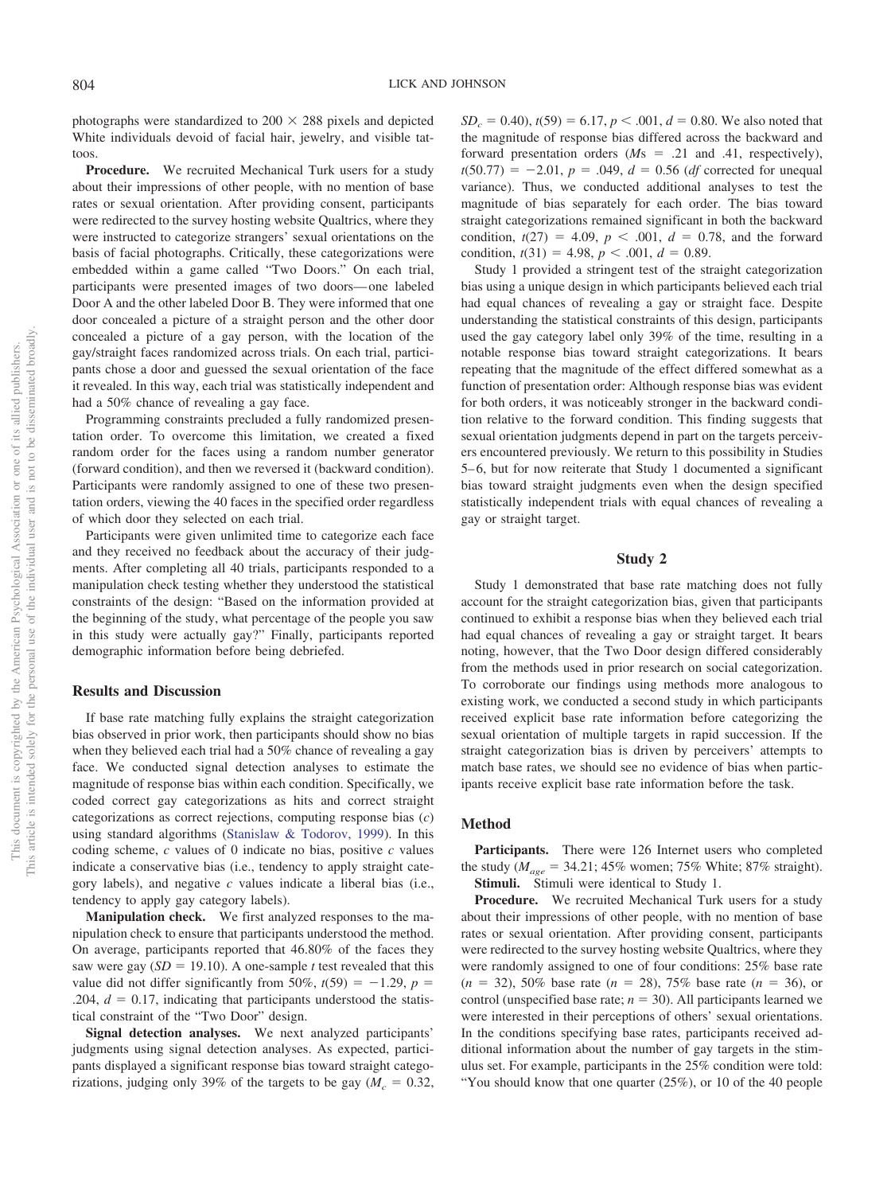photographs were standardized to 200 × 288 pixels and depicted White individuals devoid of facial hair, jewelry, and visible tattoos.

**Procedure.** We recruited Mechanical Turk users for a study about their impressions of other people, with no mention of base rates or sexual orientation. After providing consent, participants were redirected to the survey hosting website Qualtrics, where they were instructed to categorize strangers' sexual orientations on the basis of facial photographs. Critically, these categorizations were embedded within a game called "Two Doors." On each trial, participants were presented images of two doors—one labeled Door A and the other labeled Door B. They were informed that one door concealed a picture of a straight person and the other door concealed a picture of a gay person, with the location of the gay/straight faces randomized across trials. On each trial, participants chose a door and guessed the sexual orientation of the face it revealed. In this way, each trial was statistically independent and had a 50% chance of revealing a gay face.

Programming constraints precluded a fully randomized presentation order. To overcome this limitation, we created a fixed random order for the faces using a random number generator (forward condition), and then we reversed it (backward condition). Participants were randomly assigned to one of these two presentation orders, viewing the 40 faces in the specified order regardless of which door they selected on each trial.

Participants were given unlimited time to categorize each face and they received no feedback about the accuracy of their judgments. After completing all 40 trials, participants responded to a manipulation check testing whether they understood the statistical constraints of the design: "Based on the information provided at the beginning of the study, what percentage of the people you saw in this study were actually gay?" Finally, participants reported demographic information before being debriefed.

## Results and Discussion

If base rate matching fully explains the straight categorization bias observed in prior work, then participants should show no bias when they believed each trial had a 50% chance of revealing a gay face. We conducted signal detection analyses to estimate the magnitude of response bias within each condition. Specifically, we coded correct gay categorizations as hits and correct straight categorizations as correct rejections, computing response bias ($c$) using standard algorithms (Stanislaw & Todorov, 1999). In this coding scheme, $c$ values of 0 indicate no bias, positive $c$ values indicate a conservative bias (i.e., tendency to apply straight category labels), and negative $c$ values indicate a liberal bias (i.e., tendency to apply gay category labels).

**Manipulation check.** We first analyzed responses to the manipulation check to ensure that participants understood the method. On average, participants reported that 46.80% of the faces they saw were gay ($SD = 19.10$). A one-sample $t$ test revealed that this value did not differ significantly from 50%, $t(59) = -1.29$, $p = .204$, $d = 0.17$, indicating that participants understood the statistical constraint of the "Two Door" design.

**Signal detection analyses.** We next analyzed participants' judgments using signal detection analyses. As expected, participants displayed a significant response bias toward straight categorizations, judging only 39% of the targets to be gay ($M_c = 0.32$, $SD_c = 0.40$), $t(59) = 6.17$, $p < .001$, $d = 0.80$. We also noted that the magnitude of response bias differed across the backward and forward presentation orders ($M$s $= .21$ and $.41$, respectively), $t(50.77) = -2.01$, $p = .049$, $d = 0.56$ ($df$ corrected for unequal variance). Thus, we conducted additional analyses to test the magnitude of bias separately for each order. The bias toward straight categorizations remained significant in both the backward condition, $t(27) = 4.09$, $p < .001$, $d = 0.78$, and the forward condition, $t(31) = 4.98$, $p < .001$, $d = 0.89$.

Study 1 provided a stringent test of the straight categorization bias using a unique design in which participants believed each trial had equal chances of revealing a gay or straight face. Despite understanding the statistical constraints of this design, participants used the gay category label only 39% of the time, resulting in a notable response bias toward straight categorizations. It bears repeating that the magnitude of the effect differed somewhat as a function of presentation order: Although response bias was evident for both orders, it was noticeably stronger in the backward condition relative to the forward condition. This finding suggests that sexual orientation judgments depend in part on the targets perceivers encountered previously. We return to this possibility in Studies 5–6, but for now reiterate that Study 1 documented a significant bias toward straight judgments even when the design specified statistically independent trials with equal chances of revealing a gay or straight target.

# Study 2

Study 1 demonstrated that base rate matching does not fully account for the straight categorization bias, given that participants continued to exhibit a response bias when they believed each trial had equal chances of revealing a gay or straight target. It bears noting, however, that the Two Door design differed considerably from the methods used in prior research on social categorization. To corroborate our findings using methods more analogous to existing work, we conducted a second study in which participants received explicit base rate information before categorizing the sexual orientation of multiple targets in rapid succession. If the straight categorization bias is driven by perceivers' attempts to match base rates, we should see no evidence of bias when participants receive explicit base rate information before the task.

## Method

**Participants.** There were 126 Internet users who completed the study ($M_{age} = 34.21$; 45% women; 75% White; 87% straight).

**Stimuli.** Stimuli were identical to Study 1.

**Procedure.** We recruited Mechanical Turk users for a study about their impressions of other people, with no mention of base rates or sexual orientation. After providing consent, participants were redirected to the survey hosting website Qualtrics, where they were randomly assigned to one of four conditions: 25% base rate ($n = 32$), 50% base rate ($n = 28$), 75% base rate ($n = 36$), or control (unspecified base rate; $n = 30$). All participants learned we were interested in their perceptions of others' sexual orientations. In the conditions specifying base rates, participants received additional information about the number of gay targets in the stimulus set. For example, participants in the 25% condition were told: "You should know that one quarter (25%), or 10 of the 40 people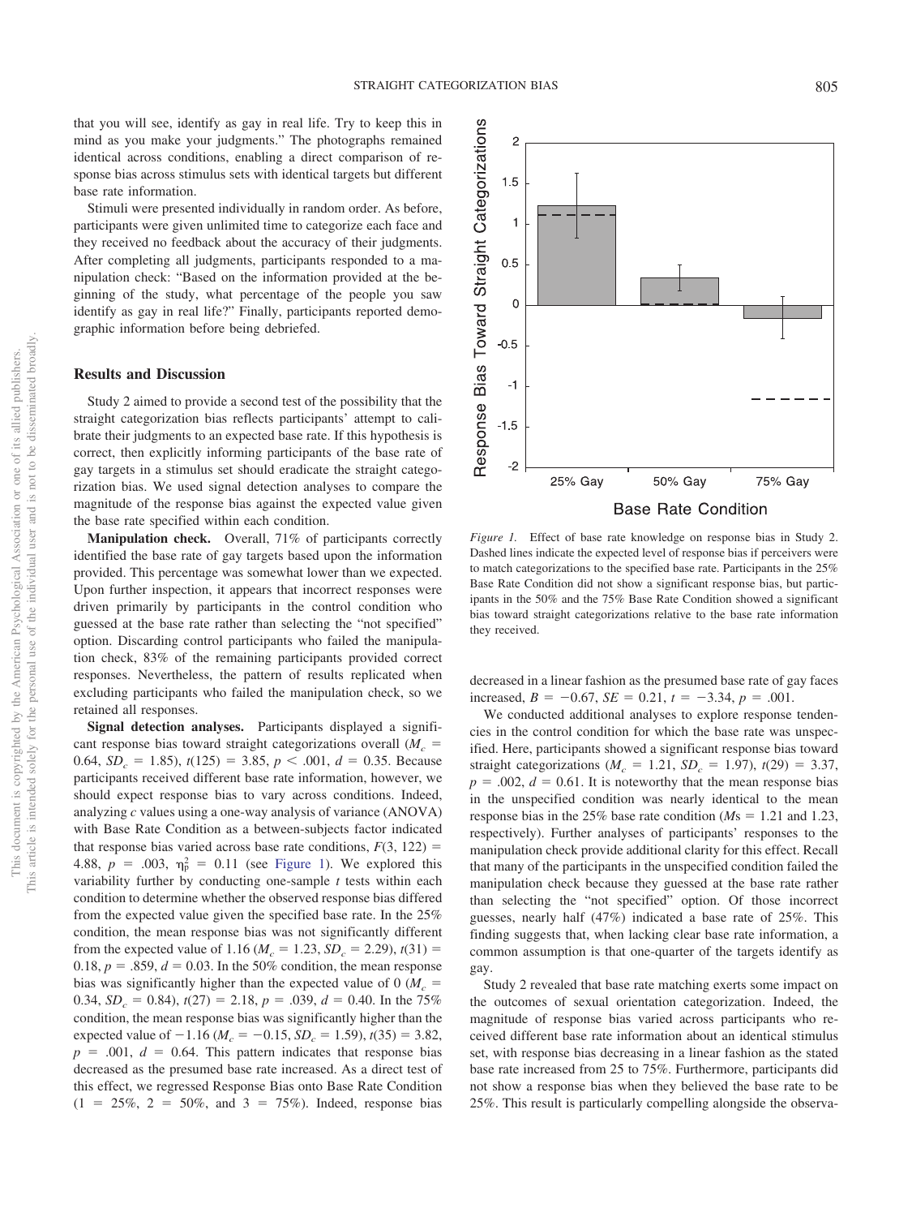that you will see, identify as gay in real life. Try to keep this in mind as you make your judgments." The photographs remained identical across conditions, enabling a direct comparison of response bias across stimulus sets with identical targets but different base rate information.

Stimuli were presented individually in random order. As before, participants were given unlimited time to categorize each face and they received no feedback about the accuracy of their judgments. After completing all judgments, participants responded to a manipulation check: "Based on the information provided at the beginning of the study, what percentage of the people you saw identify as gay in real life?" Finally, participants reported demographic information before being debriefed.

## Results and Discussion

Study 2 aimed to provide a second test of the possibility that the straight categorization bias reflects participants' attempt to calibrate their judgments to an expected base rate. If this hypothesis is correct, then explicitly informing participants of the base rate of gay targets in a stimulus set should eradicate the straight categorization bias. We used signal detection analyses to compare the magnitude of the response bias against the expected value given the base rate specified within each condition.

**Manipulation check.** Overall, 71% of participants correctly identified the base rate of gay targets based upon the information provided. This percentage was somewhat lower than we expected. Upon further inspection, it appears that incorrect responses were driven primarily by participants in the control condition who guessed at the base rate rather than selecting the "not specified" option. Discarding control participants who failed the manipulation check, 83% of the remaining participants provided correct responses. Nevertheless, the pattern of results replicated when excluding participants who failed the manipulation check, so we retained all responses.

**Signal detection analyses.** Participants displayed a significant response bias toward straight categorizations overall ($M_c$ = 0.64, $SD_c$ = 1.85), $t(125)$ = 3.85, $p < .001$, $d$ = 0.35. Because participants received different base rate information, however, we should expect response bias to vary across conditions. Indeed, analyzing *c* values using a one-way analysis of variance (ANOVA) with Base Rate Condition as a between-subjects factor indicated that response bias varied across base rate conditions, $F(3, 122)$ = 4.88, $p$ = .003, $\eta_p^2$ = 0.11 (see Figure 1). We explored this variability further by conducting one-sample *t* tests within each condition to determine whether the observed response bias differed from the expected value given the specified base rate. In the 25% condition, the mean response bias was not significantly different from the expected value of 1.16 ($M_c$ = 1.23, $SD_c$ = 2.29), $t(31)$ = 0.18, $p$ = .859, $d$ = 0.03. In the 50% condition, the mean response bias was significantly higher than the expected value of 0 ($M_c$ = 0.34, $SD_c$ = 0.84), $t(27)$ = 2.18, $p$ = .039, $d$ = 0.40. In the 75% condition, the mean response bias was significantly higher than the expected value of −1.16 ($M_c$ = −0.15, $SD_c$ = 1.59), $t(35)$ = 3.82, $p$ = .001, $d$ = 0.64. This pattern indicates that response bias decreased as the presumed base rate increased. As a direct test of this effect, we regressed Response Bias onto Base Rate Condition (1 = 25%, 2 = 50%, and 3 = 75%). Indeed, response bias decreased in a linear fashion as the presumed base rate of gay faces increased, $B$ = −0.67, $SE$ = 0.21, $t$ = −3.34, $p$ = .001.

*Figure 1.* Effect of base rate knowledge on response bias in Study 2. Dashed lines indicate the expected level of response bias if perceivers were to match categorizations to the specified base rate. Participants in the 25% Base Rate Condition did not show a significant response bias, but participants in the 50% and the 75% Base Rate Condition showed a significant bias toward straight categorizations relative to the base rate information they received.

We conducted additional analyses to explore response tendencies in the control condition for which the base rate was unspecified. Here, participants showed a significant response bias toward straight categorizations ($M_c$ = 1.21, $SD_c$ = 1.97), $t(29)$ = 3.37, $p$ = .002, $d$ = 0.61. It is noteworthy that the mean response bias in the unspecified condition was nearly identical to the mean response bias in the 25% base rate condition (*M*s = 1.21 and 1.23, respectively). Further analyses of participants' responses to the manipulation check provide additional clarity for this effect. Recall that many of the participants in the unspecified condition failed the manipulation check because they guessed at the base rate rather than selecting the "not specified" option. Of those incorrect guesses, nearly half (47%) indicated a base rate of 25%. This finding suggests that, when lacking clear base rate information, a common assumption is that one-quarter of the targets identify as gay.

Study 2 revealed that base rate matching exerts some impact on the outcomes of sexual orientation categorization. Indeed, the magnitude of response bias varied across participants who received different base rate information about an identical stimulus set, with response bias decreasing in a linear fashion as the stated base rate increased from 25 to 75%. Furthermore, participants did not show a response bias when they believed the base rate to be 25%. This result is particularly compelling alongside the observa-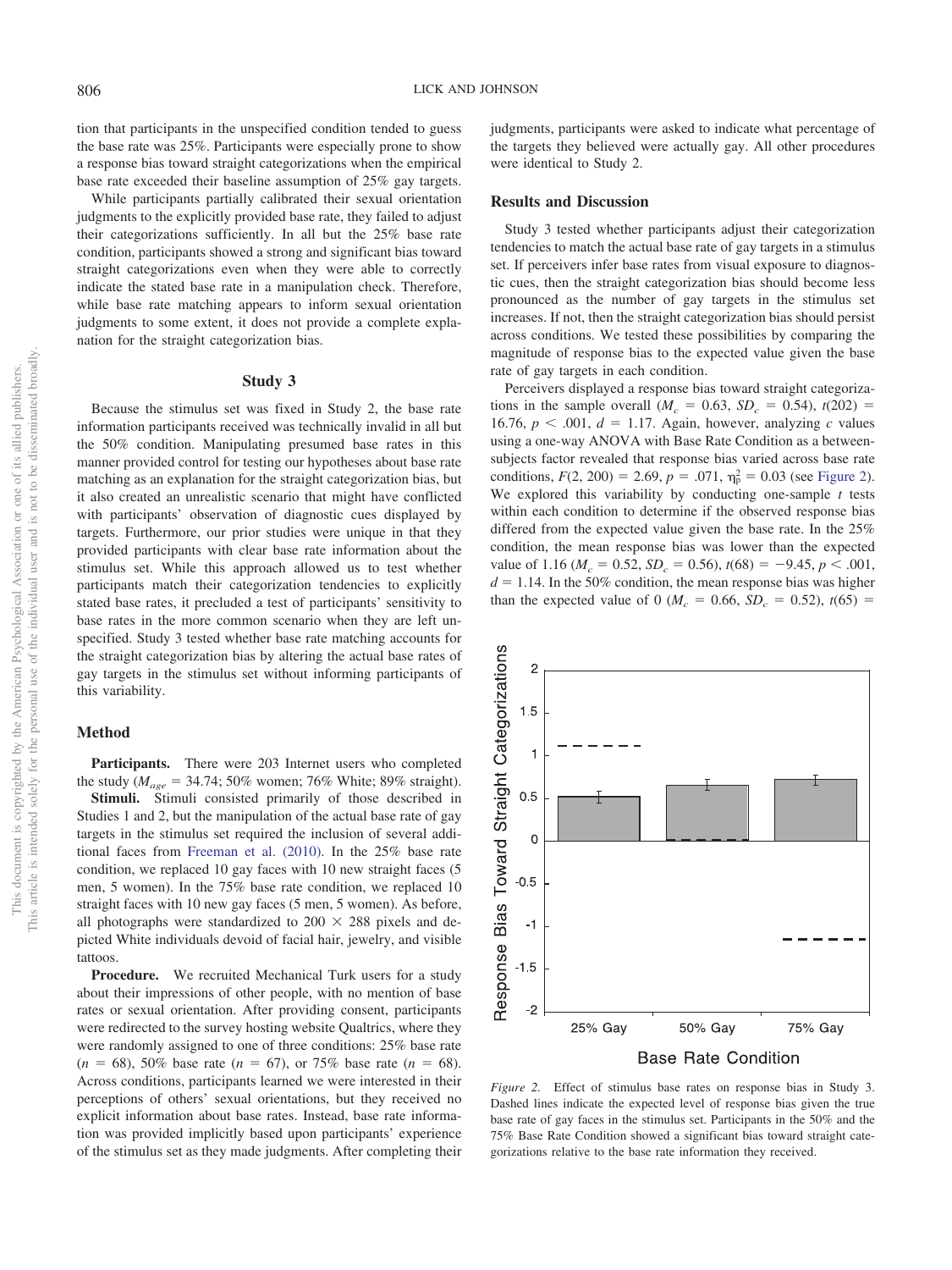tion that participants in the unspecified condition tended to guess the base rate was 25%. Participants were especially prone to show a response bias toward straight categorizations when the empirical base rate exceeded their baseline assumption of 25% gay targets.

While participants partially calibrated their sexual orientation judgments to the explicitly provided base rate, they failed to adjust their categorizations sufficiently. In all but the 25% base rate condition, participants showed a strong and significant bias toward straight categorizations even when they were able to correctly indicate the stated base rate in a manipulation check. Therefore, while base rate matching appears to inform sexual orientation judgments to some extent, it does not provide a complete explanation for the straight categorization bias.

## Study 3

Because the stimulus set was fixed in Study 2, the base rate information participants received was technically invalid in all but the 50% condition. Manipulating presumed base rates in this manner provided control for testing our hypotheses about base rate matching as an explanation for the straight categorization bias, but it also created an unrealistic scenario that might have conflicted with participants' observation of diagnostic cues displayed by targets. Furthermore, our prior studies were unique in that they provided participants with clear base rate information about the stimulus set. While this approach allowed us to test whether participants match their categorization tendencies to explicitly stated base rates, it precluded a test of participants' sensitivity to base rates in the more common scenario when they are left unspecified. Study 3 tested whether base rate matching accounts for the straight categorization bias by altering the actual base rates of gay targets in the stimulus set without informing participants of this variability.

### Method

**Participants.** There were 203 Internet users who completed the study ($M_{age}$ = 34.74; 50% women; 76% White; 89% straight).

**Stimuli.** Stimuli consisted primarily of those described in Studies 1 and 2, but the manipulation of the actual base rate of gay targets in the stimulus set required the inclusion of several additional faces from Freeman et al. (2010). In the 25% base rate condition, we replaced 10 gay faces with 10 new straight faces (5 men, 5 women). In the 75% base rate condition, we replaced 10 straight faces with 10 new gay faces (5 men, 5 women). As before, all photographs were standardized to 200 × 288 pixels and depicted White individuals devoid of facial hair, jewelry, and visible tattoos.

**Procedure.** We recruited Mechanical Turk users for a study about their impressions of other people, with no mention of base rates or sexual orientation. After providing consent, participants were redirected to the survey hosting website Qualtrics, where they were randomly assigned to one of three conditions: 25% base rate ($n$ = 68), 50% base rate ($n$ = 67), or 75% base rate ($n$ = 68). Across conditions, participants learned we were interested in their perceptions of others' sexual orientations, but they received no explicit information about base rates. Instead, base rate information was provided implicitly based upon participants' experience of the stimulus set as they made judgments. After completing their judgments, participants were asked to indicate what percentage of the targets they believed were actually gay. All other procedures were identical to Study 2.

### Results and Discussion

Study 3 tested whether participants adjust their categorization tendencies to match the actual base rate of gay targets in a stimulus set. If perceivers infer base rates from visual exposure to diagnostic cues, then the straight categorization bias should become less pronounced as the number of gay targets in the stimulus set increases. If not, then the straight categorization bias should persist across conditions. We tested these possibilities by comparing the magnitude of response bias to the expected value given the base rate of gay targets in each condition.

Perceivers displayed a response bias toward straight categorizations in the sample overall ($M_c$ = 0.63, $SD_c$ = 0.54), $t(202)$ = 16.76, $p < .001$, $d$ = 1.17. Again, however, analyzing $c$ values using a one-way ANOVA with Base Rate Condition as a between-subjects factor revealed that response bias varied across base rate conditions, $F(2, 200) = 2.69$, $p = .071$, $\eta_p^2 = 0.03$ (see Figure 2). We explored this variability by conducting one-sample $t$ tests within each condition to determine if the observed response bias differed from the expected value given the base rate. In the 25% condition, the mean response bias was lower than the expected value of 1.16 ($M_c$ = 0.52, $SD_c$ = 0.56), $t(68) = -9.45$, $p < .001$, $d$ = 1.14. In the 50% condition, the mean response bias was higher than the expected value of 0 ($M_c$ = 0.66, $SD_c$ = 0.52), $t(65)$ =

*Figure 2.* Effect of stimulus base rates on response bias in Study 3. Dashed lines indicate the expected level of response bias given the true base rate of gay faces in the stimulus set. Participants in the 50% and the 75% Base Rate Condition showed a significant bias toward straight categorizations relative to the base rate information they received.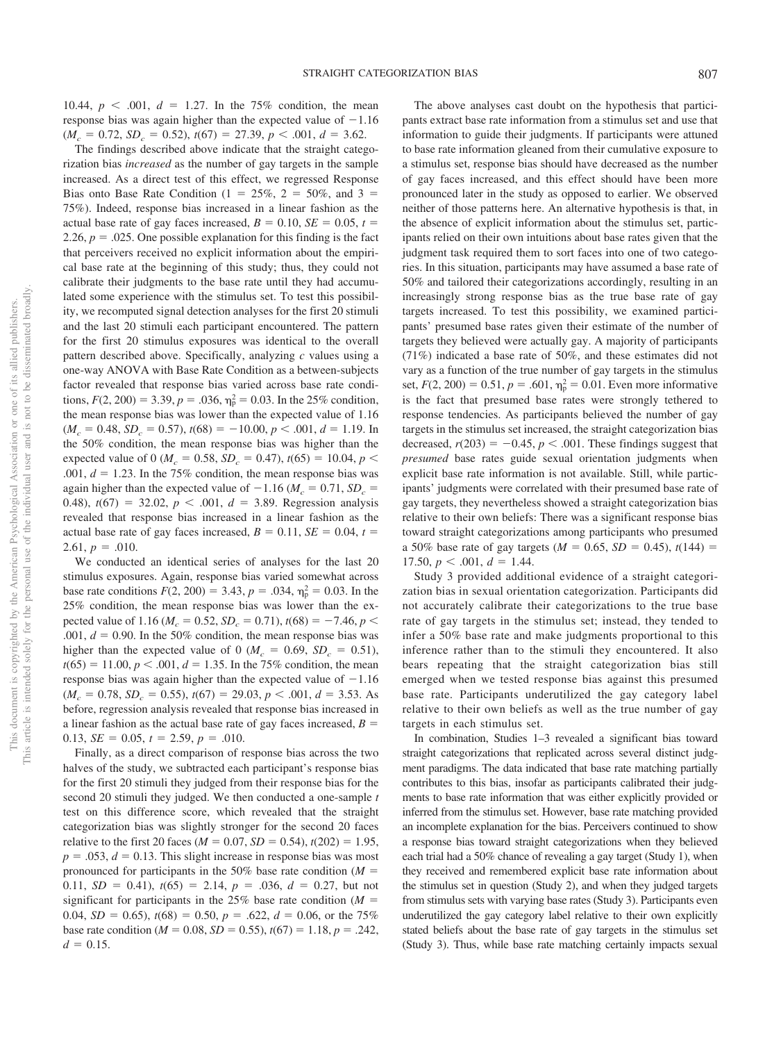10.44, $p < .001$, $d = 1.27$. In the 75% condition, the mean response bias was again higher than the expected value of $-1.16$ ($M_c = 0.72$, $SD_c = 0.52$), $t(67) = 27.39$, $p < .001$, $d = 3.62$.

The findings described above indicate that the straight categorization bias *increased* as the number of gay targets in the sample increased. As a direct test of this effect, we regressed Response Bias onto Base Rate Condition (1 = 25%, 2 = 50%, and 3 = 75%). Indeed, response bias increased in a linear fashion as the actual base rate of gay faces increased, $B = 0.10$, $SE = 0.05$, $t = 2.26$, $p = .025$. One possible explanation for this finding is the fact that perceivers received no explicit information about the empirical base rate at the beginning of this study; thus, they could not calibrate their judgments to the base rate until they had accumulated some experience with the stimulus set. To test this possibility, we recomputed signal detection analyses for the first 20 stimuli and the last 20 stimuli each participant encountered. The pattern for the first 20 stimulus exposures was identical to the overall pattern described above. Specifically, analyzing *c* values using a one-way ANOVA with Base Rate Condition as a between-subjects factor revealed that response bias varied across base rate conditions, $F(2, 200) = 3.39$, $p = .036$, $\eta_p^2 = 0.03$. In the 25% condition, the mean response bias was lower than the expected value of 1.16 ($M_c = 0.48$, $SD_c = 0.57$), $t(68) = -10.00$, $p < .001$, $d = 1.19$. In the 50% condition, the mean response bias was higher than the expected value of 0 ($M_c = 0.58$, $SD_c = 0.47$), $t(65) = 10.04$, $p < .001$, $d = 1.23$. In the 75% condition, the mean response bias was again higher than the expected value of $-1.16$ ($M_c = 0.71$, $SD_c = 0.48$), $t(67) = 32.02$, $p < .001$, $d = 3.89$. Regression analysis revealed that response bias increased in a linear fashion as the actual base rate of gay faces increased, $B = 0.11$, $SE = 0.04$, $t = 2.61$, $p = .010$.

We conducted an identical series of analyses for the last 20 stimulus exposures. Again, response bias varied somewhat across base rate conditions $F(2, 200) = 3.43$, $p = .034$, $\eta_p^2 = 0.03$. In the 25% condition, the mean response bias was lower than the expected value of 1.16 ($M_c = 0.52$, $SD_c = 0.71$), $t(68) = -7.46$, $p < .001$, $d = 0.90$. In the 50% condition, the mean response bias was higher than the expected value of 0 ($M_c = 0.69$, $SD_c = 0.51$), $t(65) = 11.00$, $p < .001$, $d = 1.35$. In the 75% condition, the mean response bias was again higher than the expected value of $-1.16$ ($M_c = 0.78$, $SD_c = 0.55$), $t(67) = 29.03$, $p < .001$, $d = 3.53$. As before, regression analysis revealed that response bias increased in a linear fashion as the actual base rate of gay faces increased, $B = 0.13$, $SE = 0.05$, $t = 2.59$, $p = .010$.

Finally, as a direct comparison of response bias across the two halves of the study, we subtracted each participant's response bias for the first 20 stimuli they judged from their response bias for the second 20 stimuli they judged. We then conducted a one-sample *t* test on this difference score, which revealed that the straight categorization bias was slightly stronger for the second 20 faces relative to the first 20 faces ($M = 0.07$, $SD = 0.54$), $t(202) = 1.95$, $p = .053$, $d = 0.13$. This slight increase in response bias was most pronounced for participants in the 50% base rate condition ($M = 0.11$, $SD = 0.41$), $t(65) = 2.14$, $p = .036$, $d = 0.27$, but not significant for participants in the 25% base rate condition ($M = 0.04$, $SD = 0.65$), $t(68) = 0.50$, $p = .622$, $d = 0.06$, or the 75% base rate condition ($M = 0.08$, $SD = 0.55$), $t(67) = 1.18$, $p = .242$, $d = 0.15$.

The above analyses cast doubt on the hypothesis that participants extract base rate information from a stimulus set and use that information to guide their judgments. If participants were attuned to base rate information gleaned from their cumulative exposure to a stimulus set, response bias should have decreased as the number of gay faces increased, and this effect should have been more pronounced later in the study as opposed to earlier. We observed neither of those patterns here. An alternative hypothesis is that, in the absence of explicit information about the stimulus set, participants relied on their own intuitions about base rates given that the judgment task required them to sort faces into one of two categories. In this situation, participants may have assumed a base rate of 50% and tailored their categorizations accordingly, resulting in an increasingly strong response bias as the true base rate of gay targets increased. To test this possibility, we examined participants' presumed base rates given their estimate of the number of targets they believed were actually gay. A majority of participants (71%) indicated a base rate of 50%, and these estimates did not vary as a function of the true number of gay targets in the stimulus set, $F(2, 200) = 0.51$, $p = .601$, $\eta_p^2 = 0.01$. Even more informative is the fact that presumed base rates were strongly tethered to response tendencies. As participants believed the number of gay targets in the stimulus set increased, the straight categorization bias decreased, $r(203) = -0.45$, $p < .001$. These findings suggest that *presumed* base rates guide sexual orientation judgments when explicit base rate information is not available. Still, while participants' judgments were correlated with their presumed base rate of gay targets, they nevertheless showed a straight categorization bias relative to their own beliefs: There was a significant response bias toward straight categorizations among participants who presumed a 50% base rate of gay targets ($M = 0.65$, $SD = 0.45$), $t(144) = 17.50$, $p < .001$, $d = 1.44$.

Study 3 provided additional evidence of a straight categorization bias in sexual orientation categorization. Participants did not accurately calibrate their categorizations to the true base rate of gay targets in the stimulus set; instead, they tended to infer a 50% base rate and make judgments proportional to this inference rather than to the stimuli they encountered. It also bears repeating that the straight categorization bias still emerged when we tested response bias against this presumed base rate. Participants underutilized the gay category label relative to their own beliefs as well as the true number of gay targets in each stimulus set.

In combination, Studies 1–3 revealed a significant bias toward straight categorizations that replicated across several distinct judgment paradigms. The data indicated that base rate matching partially contributes to this bias, insofar as participants calibrated their judgments to base rate information that was either explicitly provided or inferred from the stimulus set. However, base rate matching provided an incomplete explanation for the bias. Perceivers continued to show a response bias toward straight categorizations when they believed each trial had a 50% chance of revealing a gay target (Study 1), when they received and remembered explicit base rate information about the stimulus set in question (Study 2), and when they judged targets from stimulus sets with varying base rates (Study 3). Participants even underutilized the gay category label relative to their own explicitly stated beliefs about the base rate of gay targets in the stimulus set (Study 3). Thus, while base rate matching certainly impacts sexual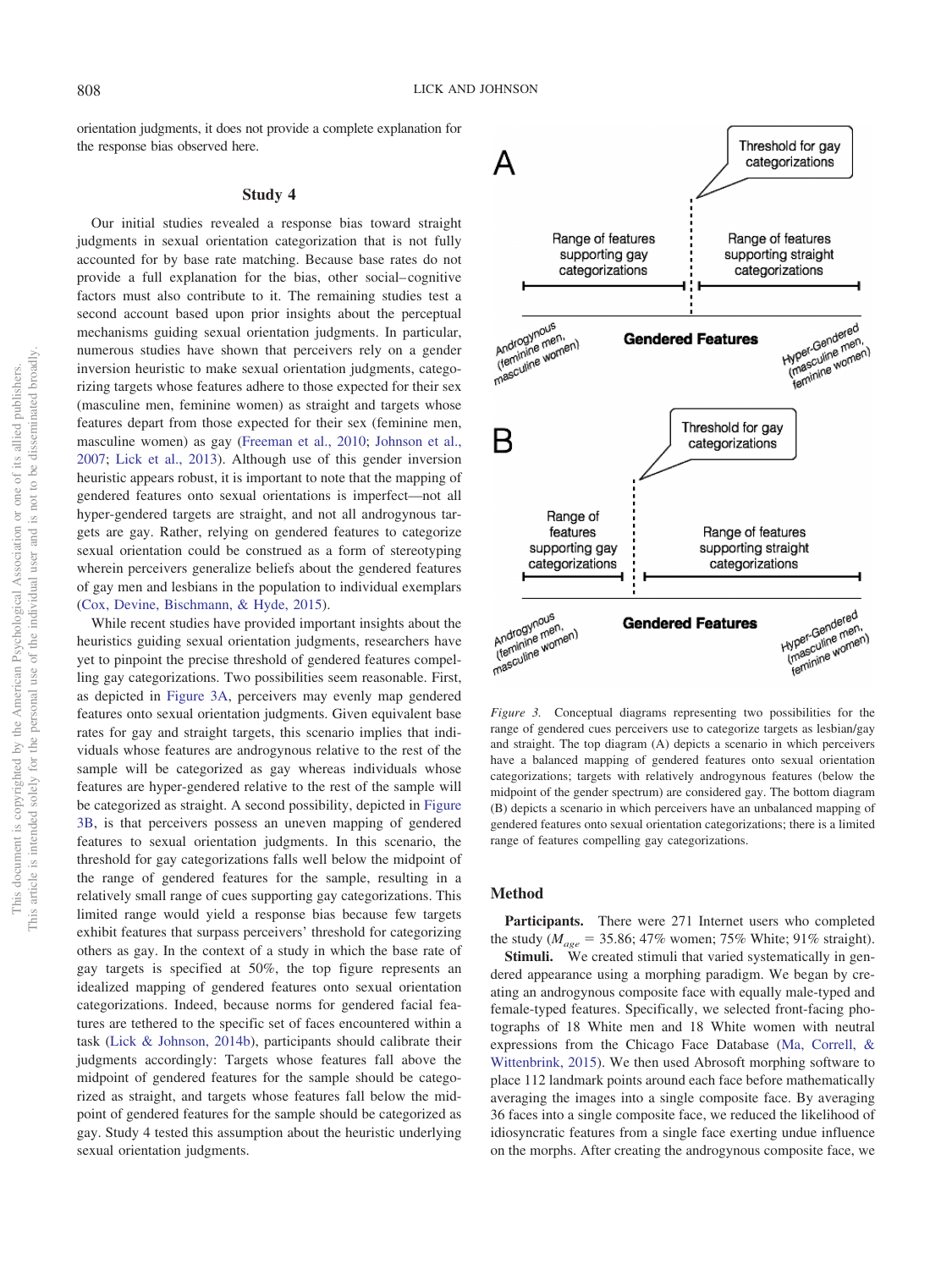orientation judgments, it does not provide a complete explanation for the response bias observed here.

## Study 4

Our initial studies revealed a response bias toward straight judgments in sexual orientation categorization that is not fully accounted for by base rate matching. Because base rates do not provide a full explanation for the bias, other social–cognitive factors must also contribute to it. The remaining studies test a second account based upon prior insights about the perceptual mechanisms guiding sexual orientation judgments. In particular, numerous studies have shown that perceivers rely on a gender inversion heuristic to make sexual orientation judgments, categorizing targets whose features adhere to those expected for their sex (masculine men, feminine women) as straight and targets whose features depart from those expected for their sex (feminine men, masculine women) as gay (Freeman et al., 2010; Johnson et al., 2007; Lick et al., 2013). Although use of this gender inversion heuristic appears robust, it is important to note that the mapping of gendered features onto sexual orientations is imperfect—not all hyper-gendered targets are straight, and not all androgynous targets are gay. Rather, relying on gendered features to categorize sexual orientation could be construed as a form of stereotyping wherein perceivers generalize beliefs about the gendered features of gay men and lesbians in the population to individual exemplars (Cox, Devine, Bischmann, & Hyde, 2015).

While recent studies have provided important insights about the heuristics guiding sexual orientation judgments, researchers have yet to pinpoint the precise threshold of gendered features compelling gay categorizations. Two possibilities seem reasonable. First, as depicted in Figure 3A, perceivers may evenly map gendered features onto sexual orientation judgments. Given equivalent base rates for gay and straight targets, this scenario implies that individuals whose features are androgynous relative to the rest of the sample will be categorized as gay whereas individuals whose features are hyper-gendered relative to the rest of the sample will be categorized as straight. A second possibility, depicted in Figure 3B, is that perceivers possess an uneven mapping of gendered features to sexual orientation judgments. In this scenario, the threshold for gay categorizations falls well below the midpoint of the range of gendered features for the sample, resulting in a relatively small range of cues supporting gay categorizations. This limited range would yield a response bias because few targets exhibit features that surpass perceivers' threshold for categorizing others as gay. In the context of a study in which the base rate of gay targets is specified at 50%, the top figure represents an idealized mapping of gendered features onto sexual orientation categorizations. Indeed, because norms for gendered facial features are tethered to the specific set of faces encountered within a task (Lick & Johnson, 2014b), participants should calibrate their judgments accordingly: Targets whose features fall above the midpoint of gendered features for the sample should be categorized as straight, and targets whose features fall below the midpoint of gendered features for the sample should be categorized as gay. Study 4 tested this assumption about the heuristic underlying sexual orientation judgments.

A

Threshold for gay categorizations

Range of features supporting gay categorizations

Range of features supporting straight categorizations

Androgynous (feminine men, masculine women)

Gendered Features

Hyper-Gendered (masculine men, feminine women)

B

Threshold for gay categorizations

Range of features supporting gay categorizations

Range of features supporting straight categorizations

Androgynous (feminine men, masculine women)

Gendered Features

Hyper-Gendered (masculine men, feminine women)

*Figure 3.* Conceptual diagrams representing two possibilities for the range of gendered cues perceivers use to categorize targets as lesbian/gay and straight. The top diagram (A) depicts a scenario in which perceivers have a balanced mapping of gendered features onto sexual orientation categorizations; targets with relatively androgynous features (below the midpoint of the gender spectrum) are considered gay. The bottom diagram (B) depicts a scenario in which perceivers have an unbalanced mapping of gendered features onto sexual orientation categorizations; there is a limited range of features compelling gay categorizations.

### Method

**Participants.** There were 271 Internet users who completed the study ($M_{age}$ = 35.86; 47% women; 75% White; 91% straight).

**Stimuli.** We created stimuli that varied systematically in gendered appearance using a morphing paradigm. We began by creating an androgynous composite face with equally male-typed and female-typed features. Specifically, we selected front-facing photographs of 18 White men and 18 White women with neutral expressions from the Chicago Face Database (Ma, Correll, & Wittenbrink, 2015). We then used Abrosoft morphing software to place 112 landmark points around each face before mathematically averaging the images into a single composite face. By averaging 36 faces into a single composite face, we reduced the likelihood of idiosyncratic features from a single face exerting undue influence on the morphs. After creating the androgynous composite face, we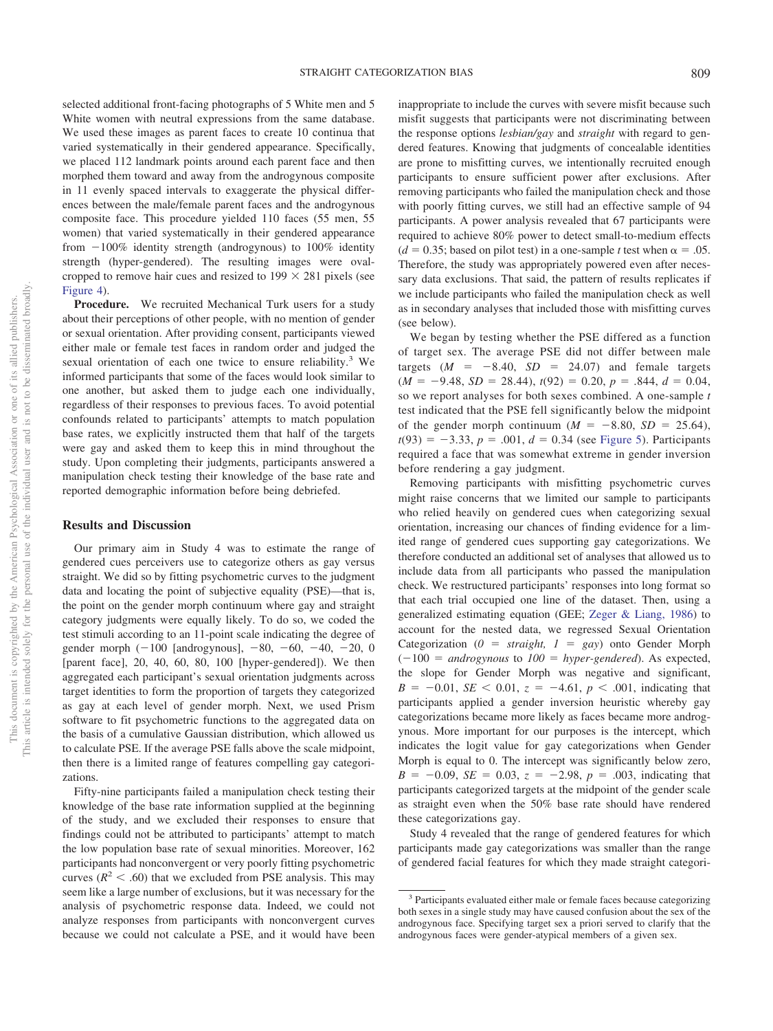selected additional front-facing photographs of 5 White men and 5 White women with neutral expressions from the same database. We used these images as parent faces to create 10 continua that varied systematically in their gendered appearance. Specifically, we placed 112 landmark points around each parent face and then morphed them toward and away from the androgynous composite in 11 evenly spaced intervals to exaggerate the physical differences between the male/female parent faces and the androgynous composite face. This procedure yielded 110 faces (55 men, 55 women) that varied systematically in their gendered appearance from −100% identity strength (androgynous) to 100% identity strength (hyper-gendered). The resulting images were oval-cropped to remove hair cues and resized to 199 × 281 pixels (see Figure 4).

**Procedure.** We recruited Mechanical Turk users for a study about their perceptions of other people, with no mention of gender or sexual orientation. After providing consent, participants viewed either male or female test faces in random order and judged the sexual orientation of each one twice to ensure reliability.[3] We informed participants that some of the faces would look similar to one another, but asked them to judge each one individually, regardless of their responses to previous faces. To avoid potential confounds related to participants' attempts to match population base rates, we explicitly instructed them that half of the targets were gay and asked them to keep this in mind throughout the study. Upon completing their judgments, participants answered a manipulation check testing their knowledge of the base rate and reported demographic information before being debriefed.

## Results and Discussion

Our primary aim in Study 4 was to estimate the range of gendered cues perceivers use to categorize others as gay versus straight. We did so by fitting psychometric curves to the judgment data and locating the point of subjective equality (PSE)—that is, the point on the gender morph continuum where gay and straight category judgments were equally likely. To do so, we coded the test stimuli according to an 11-point scale indicating the degree of gender morph (−100 [androgynous], −80, −60, −40, −20, 0 [parent face], 20, 40, 60, 80, 100 [hyper-gendered]). We then aggregated each participant's sexual orientation judgments across target identities to form the proportion of targets they categorized as gay at each level of gender morph. Next, we used Prism software to fit psychometric functions to the aggregated data on the basis of a cumulative Gaussian distribution, which allowed us to calculate PSE. If the average PSE falls above the scale midpoint, then there is a limited range of features compelling gay categorizations.

Fifty-nine participants failed a manipulation check testing their knowledge of the base rate information supplied at the beginning of the study, and we excluded their responses to ensure that findings could not be attributed to participants' attempt to match the low population base rate of sexual minorities. Moreover, 162 participants had nonconvergent or very poorly fitting psychometric curves ($R^2 < .60$) that we excluded from PSE analysis. This may seem like a large number of exclusions, but it was necessary for the analysis of psychometric response data. Indeed, we could not analyze responses from participants with nonconvergent curves because we could not calculate a PSE, and it would have been inappropriate to include the curves with severe misfit because such misfit suggests that participants were not discriminating between the response options *lesbian/gay* and *straight* with regard to gendered features. Knowing that judgments of concealable identities are prone to misfitting curves, we intentionally recruited enough participants to ensure sufficient power after exclusions. After removing participants who failed the manipulation check and those with poorly fitting curves, we still had an effective sample of 94 participants. A power analysis revealed that 67 participants were required to achieve 80% power to detect small-to-medium effects ($d = 0.35$; based on pilot test) in a one-sample $t$ test when $\alpha = .05$. Therefore, the study was appropriately powered even after necessary data exclusions. That said, the pattern of results replicates if we include participants who failed the manipulation check as well as in secondary analyses that included those with misfitting curves (see below).

We began by testing whether the PSE differed as a function of target sex. The average PSE did not differ between male targets ($M = -8.40$, $SD = 24.07$) and female targets ($M = -9.48$, $SD = 28.44$), $t(92) = 0.20$, $p = .844$, $d = 0.04$, so we report analyses for both sexes combined. A one-sample $t$ test indicated that the PSE fell significantly below the midpoint of the gender morph continuum ($M = -8.80$, $SD = 25.64$), $t(93) = -3.33$, $p = .001$, $d = 0.34$ (see Figure 5). Participants required a face that was somewhat extreme in gender inversion before rendering a gay judgment.

Removing participants with misfitting psychometric curves might raise concerns that we limited our sample to participants who relied heavily on gendered cues when categorizing sexual orientation, increasing our chances of finding evidence for a limited range of gendered cues supporting gay categorizations. We therefore conducted an additional set of analyses that allowed us to include data from all participants who passed the manipulation check. We restructured participants' responses into long format so that each trial occupied one line of the dataset. Then, using a generalized estimating equation (GEE; Zeger & Liang, 1986) to account for the nested data, we regressed Sexual Orientation Categorization ($0$ = *straight*, $1$ = *gay*) onto Gender Morph ($-100$ = *androgynous* to $100$ = *hyper-gendered*). As expected, the slope for Gender Morph was negative and significant, $B = -0.01$, $SE < 0.01$, $z = -4.61$, $p < .001$, indicating that participants applied a gender inversion heuristic whereby gay categorizations became more likely as faces became more androgynous. More important for our purposes is the intercept, which indicates the logit value for gay categorizations when Gender Morph is equal to 0. The intercept was significantly below zero, $B = -0.09$, $SE = 0.03$, $z = -2.98$, $p = .003$, indicating that participants categorized targets at the midpoint of the gender scale as straight even when the 50% base rate should have rendered these categorizations gay.

Study 4 revealed that the range of gendered features for which participants made gay categorizations was smaller than the range of gendered facial features for which they made straight categori-

[3] Participants evaluated either male or female faces because categorizing both sexes in a single study may have caused confusion about the sex of the androgynous face. Specifying target sex a priori served to clarify that the androgynous faces were gender-atypical members of a given sex.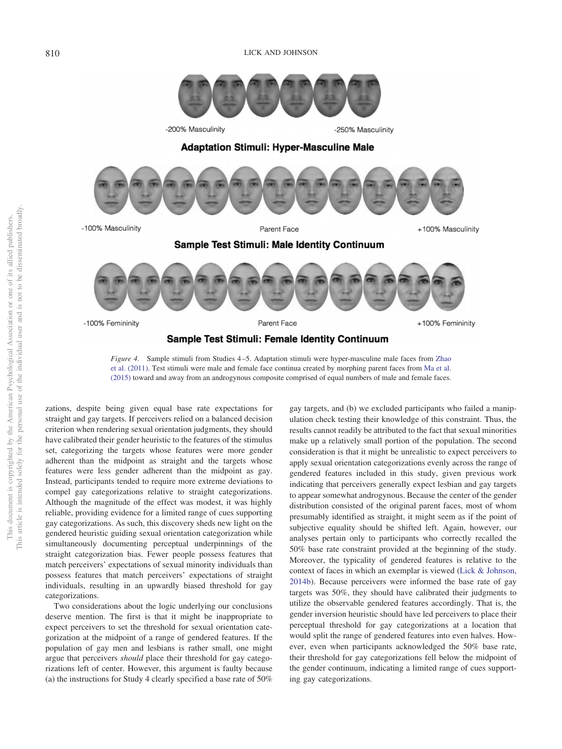-200% Masculinity -250% Masculinity

**Adaptation Stimuli: Hyper-Masculine Male**

-100% Masculinity Parent Face +100% Masculinity

**Sample Test Stimuli: Male Identity Continuum**

-100% Femininity Parent Face +100% Femininity

**Sample Test Stimuli: Female Identity Continuum**

*Figure 4.* Sample stimuli from Studies 4–5. Adaptation stimuli were hyper-masculine male faces from Zhao et al. (2011). Test stimuli were male and female face continua created by morphing parent faces from Ma et al. (2015) toward and away from an androgynous composite comprised of equal numbers of male and female faces.

zations, despite being given equal base rate expectations for straight and gay targets. If perceivers relied on a balanced decision criterion when rendering sexual orientation judgments, they should have calibrated their gender heuristic to the features of the stimulus set, categorizing the targets whose features were more gender adherent than the midpoint as straight and the targets whose features were less gender adherent than the midpoint as gay. Instead, participants tended to require more extreme deviations to compel gay categorizations relative to straight categorizations. Although the magnitude of the effect was modest, it was highly reliable, providing evidence for a limited range of cues supporting gay categorizations. As such, this discovery sheds new light on the gendered heuristic guiding sexual orientation categorization while simultaneously documenting perceptual underpinnings of the straight categorization bias. Fewer people possess features that match perceivers' expectations of sexual minority individuals than possess features that match perceivers' expectations of straight individuals, resulting in an upwardly biased threshold for gay categorizations.

Two considerations about the logic underlying our conclusions deserve mention. The first is that it might be inappropriate to expect perceivers to set the threshold for sexual orientation categorization at the midpoint of a range of gendered features. If the population of gay men and lesbians is rather small, one might argue that perceivers *should* place their threshold for gay categorizations left of center. However, this argument is faulty because (a) the instructions for Study 4 clearly specified a base rate of 50% gay targets, and (b) we excluded participants who failed a manipulation check testing their knowledge of this constraint. Thus, the results cannot readily be attributed to the fact that sexual minorities make up a relatively small portion of the population. The second consideration is that it might be unrealistic to expect perceivers to apply sexual orientation categorizations evenly across the range of gendered features included in this study, given previous work indicating that perceivers generally expect lesbian and gay targets to appear somewhat androgynous. Because the center of the gender distribution consisted of the original parent faces, most of whom presumably identified as straight, it might seem as if the point of subjective equality should be shifted left. Again, however, our analyses pertain only to participants who correctly recalled the 50% base rate constraint provided at the beginning of the study. Moreover, the typicality of gendered features is relative to the context of faces in which an exemplar is viewed (Lick & Johnson, 2014b). Because perceivers were informed the base rate of gay targets was 50%, they should have calibrated their judgments to utilize the observable gendered features accordingly. That is, the gender inversion heuristic should have led perceivers to place their perceptual threshold for gay categorizations at a location that would split the range of gendered features into even halves. However, even when participants acknowledged the 50% base rate, their threshold for gay categorizations fell below the midpoint of the gender continuum, indicating a limited range of cues supporting gay categorizations.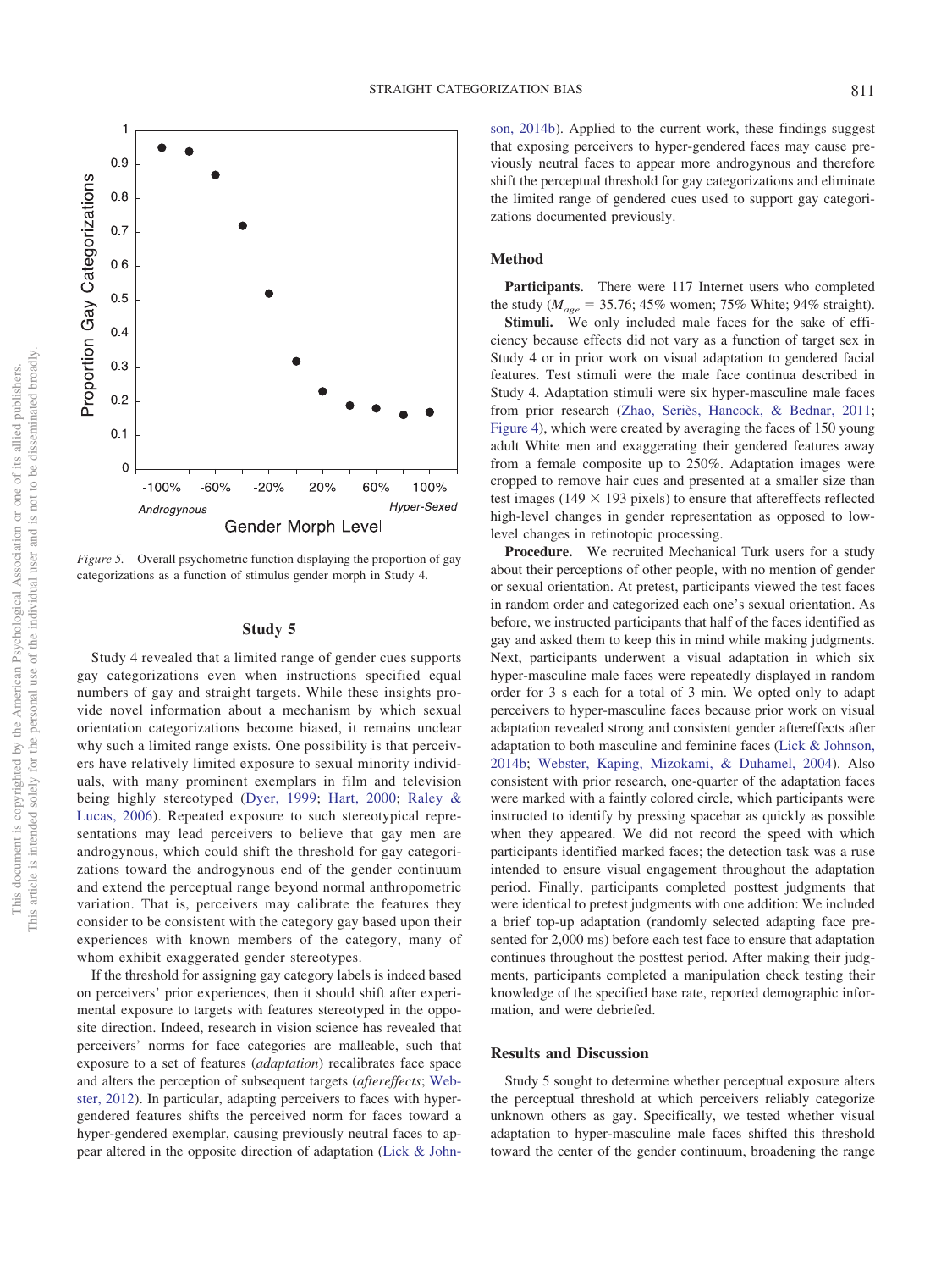Figure 5. Overall psychometric function displaying the proportion of gay categorizations as a function of stimulus gender morph in Study 4.

## Study 5

Study 4 revealed that a limited range of gender cues supports gay categorizations even when instructions specified equal numbers of gay and straight targets. While these insights provide novel information about a mechanism by which sexual orientation categorizations become biased, it remains unclear why such a limited range exists. One possibility is that perceivers have relatively limited exposure to sexual minority individuals, with many prominent exemplars in film and television being highly stereotyped (Dyer, 1999; Hart, 2000; Raley & Lucas, 2006). Repeated exposure to such stereotypical representations may lead perceivers to believe that gay men are androgynous, which could shift the threshold for gay categorizations toward the androgynous end of the gender continuum and extend the perceptual range beyond normal anthropometric variation. That is, perceivers may calibrate the features they consider to be consistent with the category gay based upon their experiences with known members of the category, many of whom exhibit exaggerated gender stereotypes.

If the threshold for assigning gay category labels is indeed based on perceivers' prior experiences, then it should shift after experimental exposure to targets with features stereotyped in the opposite direction. Indeed, research in vision science has revealed that perceivers' norms for face categories are malleable, such that exposure to a set of features (*adaptation*) recalibrates face space and alters the perception of subsequent targets (*aftereffects*; Webster, 2012). In particular, adapting perceivers to faces with hyper-gendered features shifts the perceived norm for faces toward a hyper-gendered exemplar, causing previously neutral faces to appear altered in the opposite direction of adaptation (Lick & Johnson, 2014b). Applied to the current work, these findings suggest that exposing perceivers to hyper-gendered faces may cause previously neutral faces to appear more androgynous and therefore shift the perceptual threshold for gay categorizations and eliminate the limited range of gendered cues used to support gay categorizations documented previously.

### Method

**Participants.** There were 117 Internet users who completed the study ($M_{age}$ = 35.76; 45% women; 75% White; 94% straight).

**Stimuli.** We only included male faces for the sake of efficiency because effects did not vary as a function of target sex in Study 4 or in prior work on visual adaptation to gendered facial features. Test stimuli were the male face continua described in Study 4. Adaptation stimuli were six hyper-masculine male faces from prior research (Zhao, Seriès, Hancock, & Bednar, 2011; Figure 4), which were created by averaging the faces of 150 young adult White men and exaggerating their gendered features away from a female composite up to 250%. Adaptation images were cropped to remove hair cues and presented at a smaller size than test images (149 × 193 pixels) to ensure that aftereffects reflected high-level changes in gender representation as opposed to low-level changes in retinotopic processing.

**Procedure.** We recruited Mechanical Turk users for a study about their perceptions of other people, with no mention of gender or sexual orientation. At pretest, participants viewed the test faces in random order and categorized each one's sexual orientation. As before, we instructed participants that half of the faces identified as gay and asked them to keep this in mind while making judgments. Next, participants underwent a visual adaptation in which six hyper-masculine male faces were repeatedly displayed in random order for 3 s each for a total of 3 min. We opted only to adapt perceivers to hyper-masculine faces because prior work on visual adaptation revealed strong and consistent gender aftereffects after adaptation to both masculine and feminine faces (Lick & Johnson, 2014b; Webster, Kaping, Mizokami, & Duhamel, 2004). Also consistent with prior research, one-quarter of the adaptation faces were marked with a faintly colored circle, which participants were instructed to identify by pressing spacebar as quickly as possible when they appeared. We did not record the speed with which participants identified marked faces; the detection task was a ruse intended to ensure visual engagement throughout the adaptation period. Finally, participants completed posttest judgments that were identical to pretest judgments with one addition: We included a brief top-up adaptation (randomly selected adapting face presented for 2,000 ms) before each test face to ensure that adaptation continues throughout the posttest period. After making their judgments, participants completed a manipulation check testing their knowledge of the specified base rate, reported demographic information, and were debriefed.

### Results and Discussion

Study 5 sought to determine whether perceptual exposure alters the perceptual threshold at which perceivers reliably categorize unknown others as gay. Specifically, we tested whether visual adaptation to hyper-masculine male faces shifted this threshold toward the center of the gender continuum, broadening the range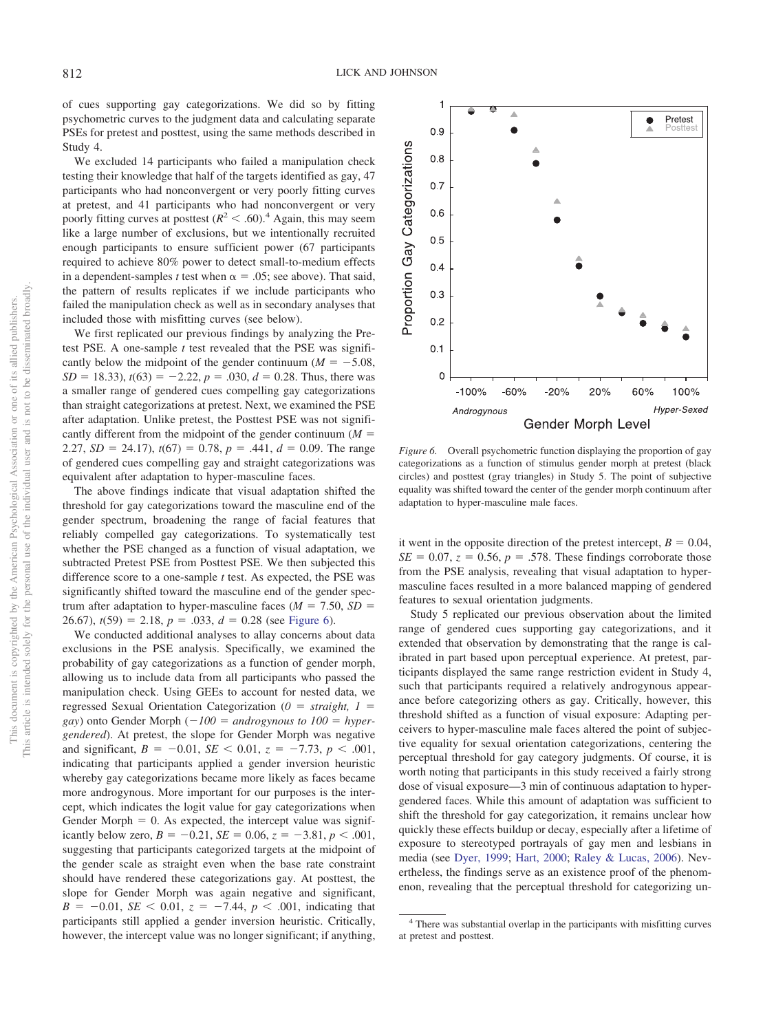of cues supporting gay categorizations. We did so by fitting psychometric curves to the judgment data and calculating separate PSEs for pretest and posttest, using the same methods described in Study 4.

We excluded 14 participants who failed a manipulation check testing their knowledge that half of the targets identified as gay, 47 participants who had nonconvergent or very poorly fitting curves at pretest, and 41 participants who had nonconvergent or very poorly fitting curves at posttest ($R^2 < .60$).[4] Again, this may seem like a large number of exclusions, but we intentionally recruited enough participants to ensure sufficient power (67 participants required to achieve 80% power to detect small-to-medium effects in a dependent-samples *t* test when $\alpha = .05$; see above). That said, the pattern of results replicates if we include participants who failed the manipulation check as well as in secondary analyses that included those with misfitting curves (see below).

We first replicated our previous findings by analyzing the Pretest PSE. A one-sample *t* test revealed that the PSE was significantly below the midpoint of the gender continuum ($M = -5.08$, $SD = 18.33$), $t(63) = -2.22$, $p = .030$, $d = 0.28$. Thus, there was a smaller range of gendered cues compelling gay categorizations than straight categorizations at pretest. Next, we examined the PSE after adaptation. Unlike pretest, the Posttest PSE was not significantly different from the midpoint of the gender continuum ($M = 2.27$, $SD = 24.17$), $t(67) = 0.78$, $p = .441$, $d = 0.09$. The range of gendered cues compelling gay and straight categorizations was equivalent after adaptation to hyper-masculine faces.

The above findings indicate that visual adaptation shifted the threshold for gay categorizations toward the masculine end of the gender spectrum, broadening the range of facial features that reliably compelled gay categorizations. To systematically test whether the PSE changed as a function of visual adaptation, we subtracted Pretest PSE from Posttest PSE. We then subjected this difference score to a one-sample *t* test. As expected, the PSE was significantly shifted toward the masculine end of the gender spectrum after adaptation to hyper-masculine faces ($M = 7.50$, $SD = 26.67$), $t(59) = 2.18$, $p = .033$, $d = 0.28$ (see Figure 6).

We conducted additional analyses to allay concerns about data exclusions in the PSE analysis. Specifically, we examined the probability of gay categorizations as a function of gender morph, allowing us to include data from all participants who passed the manipulation check. Using GEEs to account for nested data, we regressed Sexual Orientation Categorization (*0 = straight, 1 = gay*) onto Gender Morph (*−100 = androgynous to 100 = hyper-gendered*). At pretest, the slope for Gender Morph was negative and significant, $B = -0.01$, $SE < 0.01$, $z = -7.73$, $p < .001$, indicating that participants applied a gender inversion heuristic whereby gay categorizations became more likely as faces became more androgynous. More important for our purposes is the intercept, which indicates the logit value for gay categorizations when Gender Morph = 0. As expected, the intercept value was significantly below zero, $B = -0.21$, $SE = 0.06$, $z = -3.81$, $p < .001$, suggesting that participants categorized targets at the midpoint of the gender scale as straight even when the base rate constraint should have rendered these categorizations gay. At posttest, the slope for Gender Morph was again negative and significant, $B = -0.01$, $SE < 0.01$, $z = -7.44$, $p < .001$, indicating that participants still applied a gender inversion heuristic. Critically, however, the intercept value was no longer significant; if anything, it went in the opposite direction of the pretest intercept, $B = 0.04$, $SE = 0.07$, $z = 0.56$, $p = .578$. These findings corroborate those from the PSE analysis, revealing that visual adaptation to hyper-masculine faces resulted in a more balanced mapping of gendered features to sexual orientation judgments.

*Figure 6.* Overall psychometric function displaying the proportion of gay categorizations as a function of stimulus gender morph at pretest (black circles) and posttest (gray triangles) in Study 5. The point of subjective equality was shifted toward the center of the gender morph continuum after adaptation to hyper-masculine male faces.

Study 5 replicated our previous observation about the limited range of gendered cues supporting gay categorizations, and it extended that observation by demonstrating that the range is calibrated in part based upon perceptual experience. At pretest, participants displayed the same range restriction evident in Study 4, such that participants required a relatively androgynous appearance before categorizing others as gay. Critically, however, this threshold shifted as a function of visual exposure: Adapting perceivers to hyper-masculine male faces altered the point of subjective equality for sexual orientation categorizations, centering the perceptual threshold for gay category judgments. Of course, it is worth noting that participants in this study received a fairly strong dose of visual exposure—3 min of continuous adaptation to hyper-gendered faces. While this amount of adaptation was sufficient to shift the threshold for gay categorization, it remains unclear how quickly these effects buildup or decay, especially after a lifetime of exposure to stereotyped portrayals of gay men and lesbians in media (see Dyer, 1999; Hart, 2000; Raley & Lucas, 2006). Nevertheless, the findings serve as an existence proof of the phenomenon, revealing that the perceptual threshold for categorizing un-

[4] There was substantial overlap in the participants with misfitting curves at pretest and posttest.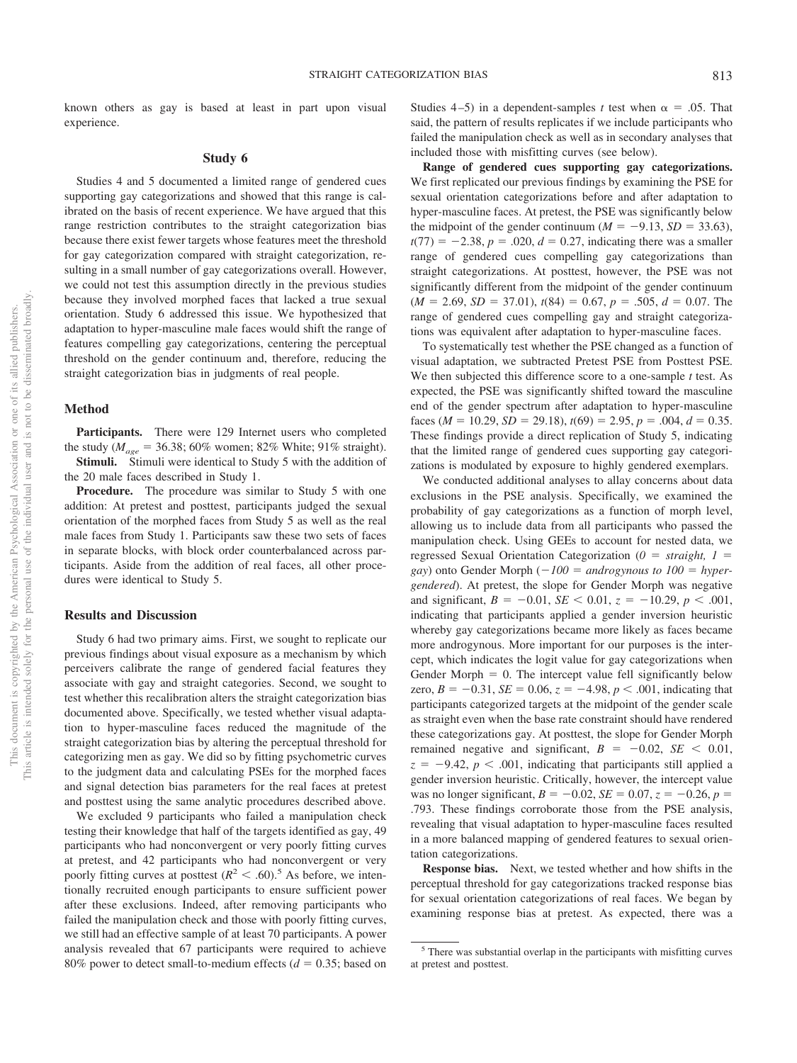known others as gay is based at least in part upon visual experience.

## Study 6

Studies 4 and 5 documented a limited range of gendered cues supporting gay categorizations and showed that this range is calibrated on the basis of recent experience. We have argued that this range restriction contributes to the straight categorization bias because there exist fewer targets whose features meet the threshold for gay categorization compared with straight categorization, resulting in a small number of gay categorizations overall. However, we could not test this assumption directly in the previous studies because they involved morphed faces that lacked a true sexual orientation. Study 6 addressed this issue. We hypothesized that adaptation to hyper-masculine male faces would shift the range of features compelling gay categorizations, centering the perceptual threshold on the gender continuum and, therefore, reducing the straight categorization bias in judgments of real people.

### Method

**Participants.** There were 129 Internet users who completed the study ($M_{age}$ = 36.38; 60% women; 82% White; 91% straight).

**Stimuli.** Stimuli were identical to Study 5 with the addition of the 20 male faces described in Study 1.

**Procedure.** The procedure was similar to Study 5 with one addition: At pretest and posttest, participants judged the sexual orientation of the morphed faces from Study 5 as well as the real male faces from Study 1. Participants saw these two sets of faces in separate blocks, with block order counterbalanced across participants. Aside from the addition of real faces, all other procedures were identical to Study 5.

### Results and Discussion

Study 6 had two primary aims. First, we sought to replicate our previous findings about visual exposure as a mechanism by which perceivers calibrate the range of gendered facial features they associate with gay and straight categories. Second, we sought to test whether this recalibration alters the straight categorization bias documented above. Specifically, we tested whether visual adaptation to hyper-masculine faces reduced the magnitude of the straight categorization bias by altering the perceptual threshold for categorizing men as gay. We did so by fitting psychometric curves to the judgment data and calculating PSEs for the morphed faces and signal detection bias parameters for the real faces at pretest and posttest using the same analytic procedures described above.

We excluded 9 participants who failed a manipulation check testing their knowledge that half of the targets identified as gay, 49 participants who had nonconvergent or very poorly fitting curves at pretest, and 42 participants who had nonconvergent or very poorly fitting curves at posttest ($R^2 < .60$).[5] As before, we intentionally recruited enough participants to ensure sufficient power after these exclusions. Indeed, after removing participants who failed the manipulation check and those with poorly fitting curves, we still had an effective sample of at least 70 participants. A power analysis revealed that 67 participants were required to achieve 80% power to detect small-to-medium effects ($d = 0.35$; based on Studies 4–5) in a dependent-samples $t$ test when $\alpha = .05$. That said, the pattern of results replicates if we include participants who failed the manipulation check as well as in secondary analyses that included those with misfitting curves (see below).

**Range of gendered cues supporting gay categorizations.** We first replicated our previous findings by examining the PSE for sexual orientation categorizations before and after adaptation to hyper-masculine faces. At pretest, the PSE was significantly below the midpoint of the gender continuum ($M = -9.13$, $SD = 33.63$), $t(77) = -2.38$, $p = .020$, $d = 0.27$, indicating there was a smaller range of gendered cues compelling gay categorizations than straight categorizations. At posttest, however, the PSE was not significantly different from the midpoint of the gender continuum ($M = 2.69$, $SD = 37.01$), $t(84) = 0.67$, $p = .505$, $d = 0.07$. The range of gendered cues compelling gay and straight categorizations was equivalent after adaptation to hyper-masculine faces.

To systematically test whether the PSE changed as a function of visual adaptation, we subtracted Pretest PSE from Posttest PSE. We then subjected this difference score to a one-sample $t$ test. As expected, the PSE was significantly shifted toward the masculine end of the gender spectrum after adaptation to hyper-masculine faces ($M = 10.29$, $SD = 29.18$), $t(69) = 2.95$, $p = .004$, $d = 0.35$. These findings provide a direct replication of Study 5, indicating that the limited range of gendered cues supporting gay categorizations is modulated by exposure to highly gendered exemplars.

We conducted additional analyses to allay concerns about data exclusions in the PSE analysis. Specifically, we examined the probability of gay categorizations as a function of morph level, allowing us to include data from all participants who passed the manipulation check. Using GEEs to account for nested data, we regressed Sexual Orientation Categorization (*0 = straight, 1 = gay*) onto Gender Morph (*−100 = androgynous to 100 = hyper-gendered*). At pretest, the slope for Gender Morph was negative and significant, $B = -0.01$, $SE < 0.01$, $z = -10.29$, $p < .001$, indicating that participants applied a gender inversion heuristic whereby gay categorizations became more likely as faces became more androgynous. More important for our purposes is the intercept, which indicates the logit value for gay categorizations when Gender Morph = 0. The intercept value fell significantly below zero, $B = -0.31$, $SE = 0.06$, $z = -4.98$, $p < .001$, indicating that participants categorized targets at the midpoint of the gender scale as straight even when the base rate constraint should have rendered these categorizations gay. At posttest, the slope for Gender Morph remained negative and significant, $B = -0.02$, $SE < 0.01$, $z = -9.42$, $p < .001$, indicating that participants still applied a gender inversion heuristic. Critically, however, the intercept value was no longer significant, $B = -0.02$, $SE = 0.07$, $z = -0.26$, $p = .793$. These findings corroborate those from the PSE analysis, revealing that visual adaptation to hyper-masculine faces resulted in a more balanced mapping of gendered features to sexual orientation categorizations.

**Response bias.** Next, we tested whether and how shifts in the perceptual threshold for gay categorizations tracked response bias for sexual orientation categorizations of real faces. We began by examining response bias at pretest. As expected, there was a

[5] There was substantial overlap in the participants with misfitting curves at pretest and posttest.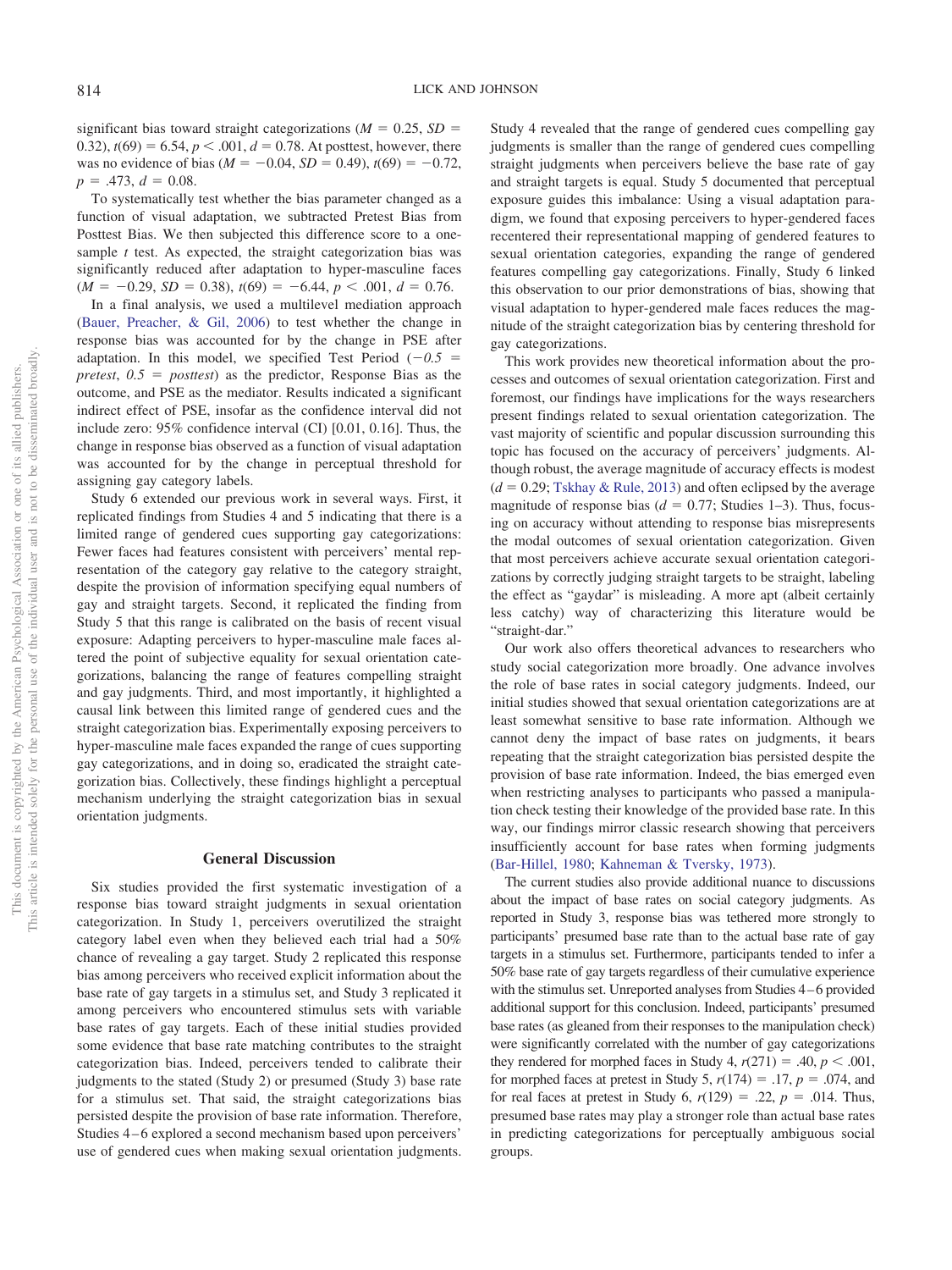significant bias toward straight categorizations ($M = 0.25$, $SD = 0.32$), $t(69) = 6.54$, $p < .001$, $d = 0.78$. At posttest, however, there was no evidence of bias ($M = -0.04$, $SD = 0.49$), $t(69) = -0.72$, $p = .473$, $d = 0.08$.

To systematically test whether the bias parameter changed as a function of visual adaptation, we subtracted Pretest Bias from Posttest Bias. We then subjected this difference score to a one-sample *t* test. As expected, the straight categorization bias was significantly reduced after adaptation to hyper-masculine faces ($M = -0.29$, $SD = 0.38$), $t(69) = -6.44$, $p < .001$, $d = 0.76$.

In a final analysis, we used a multilevel mediation approach (Bauer, Preacher, & Gil, 2006) to test whether the change in response bias was accounted for by the change in PSE after adaptation. In this model, we specified Test Period ($-0.5$ = *pretest*, $0.5$ = *posttest*) as the predictor, Response Bias as the outcome, and PSE as the mediator. Results indicated a significant indirect effect of PSE, insofar as the confidence interval did not include zero: 95% confidence interval (CI) [0.01, 0.16]. Thus, the change in response bias observed as a function of visual adaptation was accounted for by the change in perceptual threshold for assigning gay category labels.

Study 6 extended our previous work in several ways. First, it replicated findings from Studies 4 and 5 indicating that there is a limited range of gendered cues supporting gay categorizations: Fewer faces had features consistent with perceivers' mental representation of the category gay relative to the category straight, despite the provision of information specifying equal numbers of gay and straight targets. Second, it replicated the finding from Study 5 that this range is calibrated on the basis of recent visual exposure: Adapting perceivers to hyper-masculine male faces altered the point of subjective equality for sexual orientation categorizations, balancing the range of features compelling straight and gay judgments. Third, and most importantly, it highlighted a causal link between this limited range of gendered cues and the straight categorization bias. Experimentally exposing perceivers to hyper-masculine male faces expanded the range of cues supporting gay categorizations, and in doing so, eradicated the straight categorization bias. Collectively, these findings highlight a perceptual mechanism underlying the straight categorization bias in sexual orientation judgments.

## General Discussion

Six studies provided the first systematic investigation of a response bias toward straight judgments in sexual orientation categorization. In Study 1, perceivers overutilized the straight category label even when they believed each trial had a 50% chance of revealing a gay target. Study 2 replicated this response bias among perceivers who received explicit information about the base rate of gay targets in a stimulus set, and Study 3 replicated it among perceivers who encountered stimulus sets with variable base rates of gay targets. Each of these initial studies provided some evidence that base rate matching contributes to the straight categorization bias. Indeed, perceivers tended to calibrate their judgments to the stated (Study 2) or presumed (Study 3) base rate for a stimulus set. That said, the straight categorizations bias persisted despite the provision of base rate information. Therefore, Studies 4–6 explored a second mechanism based upon perceivers' use of gendered cues when making sexual orientation judgments. Study 4 revealed that the range of gendered cues compelling gay judgments is smaller than the range of gendered cues compelling straight judgments when perceivers believe the base rate of gay and straight targets is equal. Study 5 documented that perceptual exposure guides this imbalance: Using a visual adaptation paradigm, we found that exposing perceivers to hyper-gendered faces recentered their representational mapping of gendered features to sexual orientation categories, expanding the range of gendered features compelling gay categorizations. Finally, Study 6 linked this observation to our prior demonstrations of bias, showing that visual adaptation to hyper-gendered male faces reduces the magnitude of the straight categorization bias by centering threshold for gay categorizations.

This work provides new theoretical information about the processes and outcomes of sexual orientation categorization. First and foremost, our findings have implications for the ways researchers present findings related to sexual orientation categorization. The vast majority of scientific and popular discussion surrounding this topic has focused on the accuracy of perceivers' judgments. Although robust, the average magnitude of accuracy effects is modest ($d = 0.29$; Tskhay & Rule, 2013) and often eclipsed by the average magnitude of response bias ($d = 0.77$; Studies 1–3). Thus, focusing on accuracy without attending to response bias misrepresents the modal outcomes of sexual orientation categorization. Given that most perceivers achieve accurate sexual orientation categorizations by correctly judging straight targets to be straight, labeling the effect as "gaydar" is misleading. A more apt (albeit certainly less catchy) way of characterizing this literature would be "straight-dar."

Our work also offers theoretical advances to researchers who study social categorization more broadly. One advance involves the role of base rates in social category judgments. Indeed, our initial studies showed that sexual orientation categorizations are at least somewhat sensitive to base rate information. Although we cannot deny the impact of base rates on judgments, it bears repeating that the straight categorization bias persisted despite the provision of base rate information. Indeed, the bias emerged even when restricting analyses to participants who passed a manipulation check testing their knowledge of the provided base rate. In this way, our findings mirror classic research showing that perceivers insufficiently account for base rates when forming judgments (Bar-Hillel, 1980; Kahneman & Tversky, 1973).

The current studies also provide additional nuance to discussions about the impact of base rates on social category judgments. As reported in Study 3, response bias was tethered more strongly to participants' presumed base rate than to the actual base rate of gay targets in a stimulus set. Furthermore, participants tended to infer a 50% base rate of gay targets regardless of their cumulative experience with the stimulus set. Unreported analyses from Studies 4–6 provided additional support for this conclusion. Indeed, participants' presumed base rates (as gleaned from their responses to the manipulation check) were significantly correlated with the number of gay categorizations they rendered for morphed faces in Study 4, $r(271) = .40$, $p < .001$, for morphed faces at pretest in Study 5, $r(174) = .17$, $p = .074$, and for real faces at pretest in Study 6, $r(129) = .22$, $p = .014$. Thus, presumed base rates may play a stronger role than actual base rates in predicting categorizations for perceptually ambiguous social groups.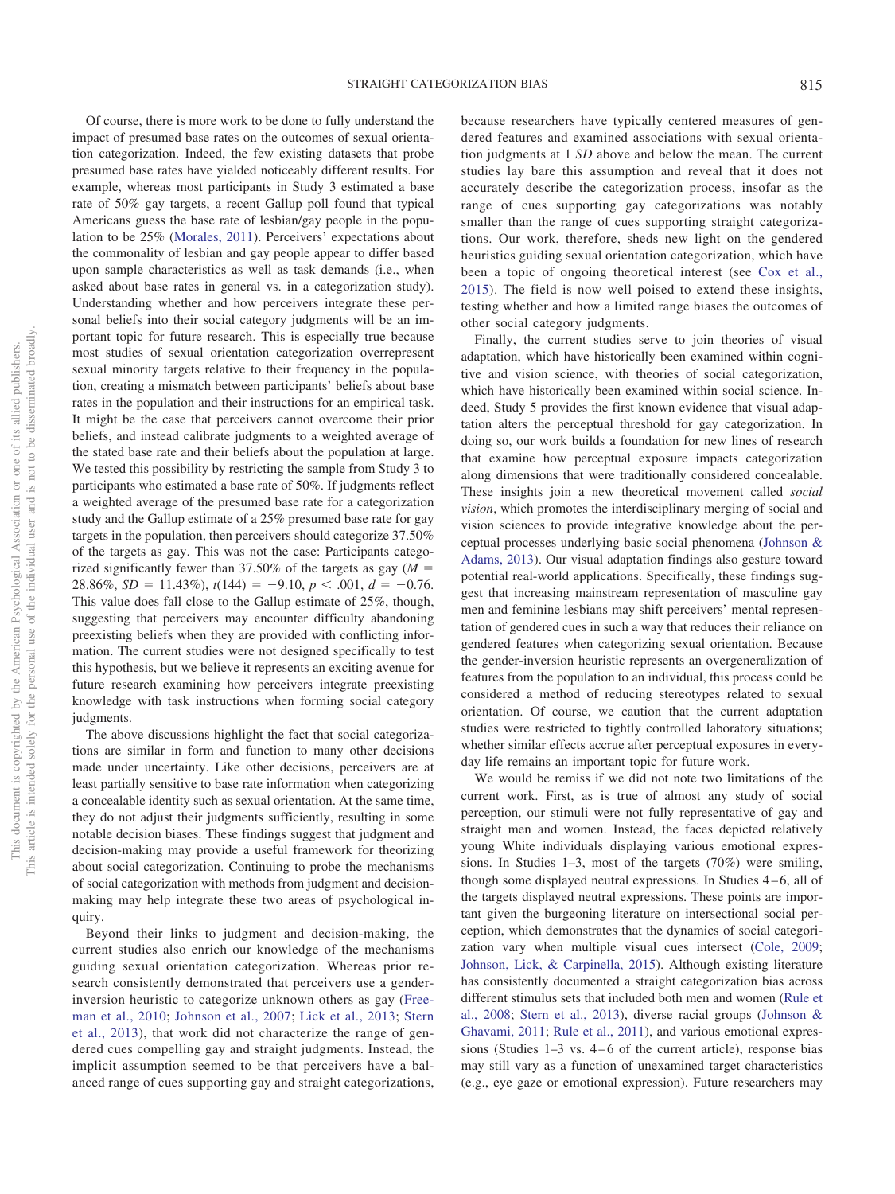Of course, there is more work to be done to fully understand the impact of presumed base rates on the outcomes of sexual orientation categorization. Indeed, the few existing datasets that probe presumed base rates have yielded noticeably different results. For example, whereas most participants in Study 3 estimated a base rate of 50% gay targets, a recent Gallup poll found that typical Americans guess the base rate of lesbian/gay people in the population to be 25% (Morales, 2011). Perceivers' expectations about the commonality of lesbian and gay people appear to differ based upon sample characteristics as well as task demands (i.e., when asked about base rates in general vs. in a categorization study). Understanding whether and how perceivers integrate these personal beliefs into their social category judgments will be an important topic for future research. This is especially true because most studies of sexual orientation categorization overrepresent sexual minority targets relative to their frequency in the population, creating a mismatch between participants' beliefs about base rates in the population and their instructions for an empirical task. It might be the case that perceivers cannot overcome their prior beliefs, and instead calibrate judgments to a weighted average of the stated base rate and their beliefs about the population at large. We tested this possibility by restricting the sample from Study 3 to participants who estimated a base rate of 50%. If judgments reflect a weighted average of the presumed base rate for a categorization study and the Gallup estimate of a 25% presumed base rate for gay targets in the population, then perceivers should categorize 37.50% of the targets as gay. This was not the case: Participants categorized significantly fewer than 37.50% of the targets as gay ($M$ = 28.86%, $SD$ = 11.43%), $t(144) = -9.10$, $p < .001$, $d = -0.76$. This value does fall close to the Gallup estimate of 25%, though, suggesting that perceivers may encounter difficulty abandoning preexisting beliefs when they are provided with conflicting information. The current studies were not designed specifically to test this hypothesis, but we believe it represents an exciting avenue for future research examining how perceivers integrate preexisting knowledge with task instructions when forming social category judgments.

The above discussions highlight the fact that social categorizations are similar in form and function to many other decisions made under uncertainty. Like other decisions, perceivers are at least partially sensitive to base rate information when categorizing a concealable identity such as sexual orientation. At the same time, they do not adjust their judgments sufficiently, resulting in some notable decision biases. These findings suggest that judgment and decision-making may provide a useful framework for theorizing about social categorization. Continuing to probe the mechanisms of social categorization with methods from judgment and decision-making may help integrate these two areas of psychological inquiry.

Beyond their links to judgment and decision-making, the current studies also enrich our knowledge of the mechanisms guiding sexual orientation categorization. Whereas prior research consistently demonstrated that perceivers use a gender-inversion heuristic to categorize unknown others as gay (Freeman et al., 2010; Johnson et al., 2007; Lick et al., 2013; Stern et al., 2013), that work did not characterize the range of gendered cues compelling gay and straight judgments. Instead, the implicit assumption seemed to be that perceivers have a balanced range of cues supporting gay and straight categorizations, because researchers have typically centered measures of gendered features and examined associations with sexual orientation judgments at 1 $SD$ above and below the mean. The current studies lay bare this assumption and reveal that it does not accurately describe the categorization process, insofar as the range of cues supporting gay categorizations was notably smaller than the range of cues supporting straight categorizations. Our work, therefore, sheds new light on the gendered heuristics guiding sexual orientation categorization, which have been a topic of ongoing theoretical interest (see Cox et al., 2015). The field is now well poised to extend these insights, testing whether and how a limited range biases the outcomes of other social category judgments.

Finally, the current studies serve to join theories of visual adaptation, which have historically been examined within cognitive and vision science, with theories of social categorization, which have historically been examined within social science. Indeed, Study 5 provides the first known evidence that visual adaptation alters the perceptual threshold for gay categorization. In doing so, our work builds a foundation for new lines of research that examine how perceptual exposure impacts categorization along dimensions that were traditionally considered concealable. These insights join a new theoretical movement called *social vision*, which promotes the interdisciplinary merging of social and vision sciences to provide integrative knowledge about the perceptual processes underlying basic social phenomena (Johnson & Adams, 2013). Our visual adaptation findings also gesture toward potential real-world applications. Specifically, these findings suggest that increasing mainstream representation of masculine gay men and feminine lesbians may shift perceivers' mental representation of gendered cues in such a way that reduces their reliance on gendered features when categorizing sexual orientation. Because the gender-inversion heuristic represents an overgeneralization of features from the population to an individual, this process could be considered a method of reducing stereotypes related to sexual orientation. Of course, we caution that the current adaptation studies were restricted to tightly controlled laboratory situations; whether similar effects accrue after perceptual exposures in everyday life remains an important topic for future work.

We would be remiss if we did not note two limitations of the current work. First, as is true of almost any study of social perception, our stimuli were not fully representative of gay and straight men and women. Instead, the faces depicted relatively young White individuals displaying various emotional expressions. In Studies 1–3, most of the targets (70%) were smiling, though some displayed neutral expressions. In Studies 4–6, all of the targets displayed neutral expressions. These points are important given the burgeoning literature on intersectional social perception, which demonstrates that the dynamics of social categorization vary when multiple visual cues intersect (Cole, 2009; Johnson, Lick, & Carpinella, 2015). Although existing literature has consistently documented a straight categorization bias across different stimulus sets that included both men and women (Rule et al., 2008; Stern et al., 2013), diverse racial groups (Johnson & Ghavami, 2011; Rule et al., 2011), and various emotional expressions (Studies 1–3 vs. 4–6 of the current article), response bias may still vary as a function of unexamined target characteristics (e.g., eye gaze or emotional expression). Future researchers may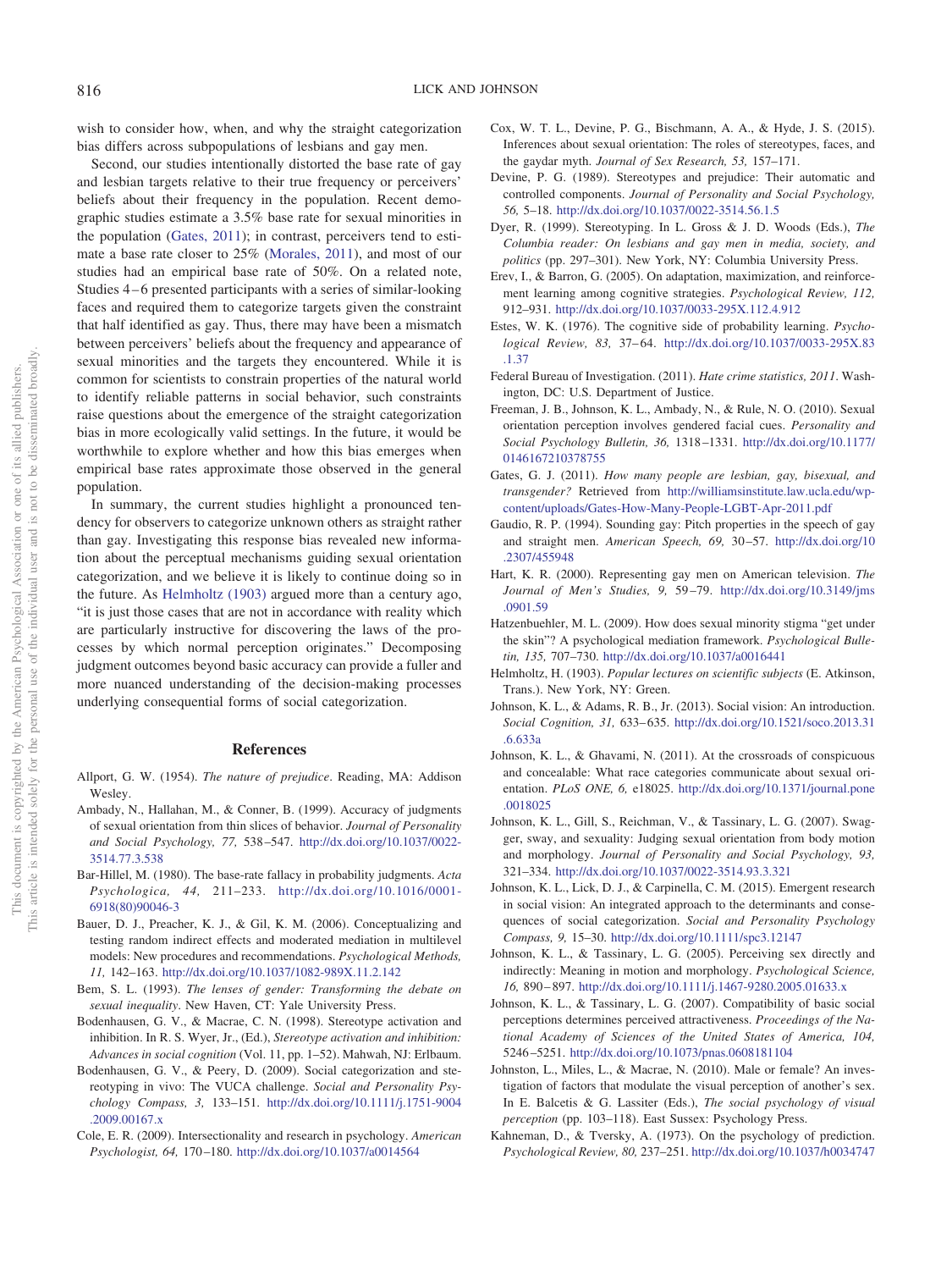wish to consider how, when, and why the straight categorization bias differs across subpopulations of lesbians and gay men.

Second, our studies intentionally distorted the base rate of gay and lesbian targets relative to their true frequency or perceivers' beliefs about their frequency in the population. Recent demographic studies estimate a 3.5% base rate for sexual minorities in the population (Gates, 2011); in contrast, perceivers tend to estimate a base rate closer to 25% (Morales, 2011), and most of our studies had an empirical base rate of 50%. On a related note, Studies 4–6 presented participants with a series of similar-looking faces and required them to categorize targets given the constraint that half identified as gay. Thus, there may have been a mismatch between perceivers' beliefs about the frequency and appearance of sexual minorities and the targets they encountered. While it is common for scientists to constrain properties of the natural world to identify reliable patterns in social behavior, such constraints raise questions about the emergence of the straight categorization bias in more ecologically valid settings. In the future, it would be worthwhile to explore whether and how this bias emerges when empirical base rates approximate those observed in the general population.

In summary, the current studies highlight a pronounced tendency for observers to categorize unknown others as straight rather than gay. Investigating this response bias revealed new information about the perceptual mechanisms guiding sexual orientation categorization, and we believe it is likely to continue doing so in the future. As Helmholtz (1903) argued more than a century ago, "it is just those cases that are not in accordance with reality which are particularly instructive for discovering the laws of the processes by which normal perception originates." Decomposing judgment outcomes beyond basic accuracy can provide a fuller and more nuanced understanding of the decision-making processes underlying consequential forms of social categorization.

## References

Allport, G. W. (1954). *The nature of prejudice*. Reading, MA: Addison Wesley.

Ambady, N., Hallahan, M., & Conner, B. (1999). Accuracy of judgments of sexual orientation from thin slices of behavior. *Journal of Personality and Social Psychology, 77,* 538–547. http://dx.doi.org/10.1037/0022-3514.77.3.538

Bar-Hillel, M. (1980). The base-rate fallacy in probability judgments. *Acta Psychologica, 44,* 211–233. http://dx.doi.org/10.1016/0001-6918(80)90046-3

Bauer, D. J., Preacher, K. J., & Gil, K. M. (2006). Conceptualizing and testing random indirect effects and moderated mediation in multilevel models: New procedures and recommendations. *Psychological Methods, 11,* 142–163. http://dx.doi.org/10.1037/1082-989X.11.2.142

Bem, S. L. (1993). *The lenses of gender: Transforming the debate on sexual inequality*. New Haven, CT: Yale University Press.

Bodenhausen, G. V., & Macrae, C. N. (1998). Stereotype activation and inhibition. In R. S. Wyer, Jr., (Ed.), *Stereotype activation and inhibition: Advances in social cognition* (Vol. 11, pp. 1–52). Mahwah, NJ: Erlbaum.

Bodenhausen, G. V., & Peery, D. (2009). Social categorization and stereotyping in vivo: The VUCA challenge. *Social and Personality Psychology Compass, 3,* 133–151. http://dx.doi.org/10.1111/j.1751-9004.2009.00167.x

Cole, E. R. (2009). Intersectionality and research in psychology. *American Psychologist, 64,* 170–180. http://dx.doi.org/10.1037/a0014564

Cox, W. T. L., Devine, P. G., Bischmann, A. A., & Hyde, J. S. (2015). Inferences about sexual orientation: The roles of stereotypes, faces, and the gaydar myth. *Journal of Sex Research, 53,* 157–171.

Devine, P. G. (1989). Stereotypes and prejudice: Their automatic and controlled components. *Journal of Personality and Social Psychology, 56,* 5–18. http://dx.doi.org/10.1037/0022-3514.56.1.5

Dyer, R. (1999). Stereotyping. In L. Gross & J. D. Woods (Eds.), *The Columbia reader: On lesbians and gay men in media, society, and politics* (pp. 297–301). New York, NY: Columbia University Press.

Erev, I., & Barron, G. (2005). On adaptation, maximization, and reinforcement learning among cognitive strategies. *Psychological Review, 112,* 912–931. http://dx.doi.org/10.1037/0033-295X.112.4.912

Estes, W. K. (1976). The cognitive side of probability learning. *Psychological Review, 83,* 37–64. http://dx.doi.org/10.1037/0033-295X.83.1.37

Federal Bureau of Investigation. (2011). *Hate crime statistics, 2011*. Washington, DC: U.S. Department of Justice.

Freeman, J. B., Johnson, K. L., Ambady, N., & Rule, N. O. (2010). Sexual orientation perception involves gendered facial cues. *Personality and Social Psychology Bulletin, 36,* 1318–1331. http://dx.doi.org/10.1177/0146167210378755

Gates, G. J. (2011). *How many people are lesbian, gay, bisexual, and transgender?* Retrieved from http://williamsinstitute.law.ucla.edu/wp-content/uploads/Gates-How-Many-People-LGBT-Apr-2011.pdf

Gaudio, R. P. (1994). Sounding gay: Pitch properties in the speech of gay and straight men. *American Speech, 69,* 30–57. http://dx.doi.org/10.2307/455948

Hart, K. R. (2000). Representing gay men on American television. *The Journal of Men's Studies, 9,* 59–79. http://dx.doi.org/10.3149/jms.0901.59

Hatzenbuehler, M. L. (2009). How does sexual minority stigma "get under the skin"? A psychological mediation framework. *Psychological Bulletin, 135,* 707–730. http://dx.doi.org/10.1037/a0016441

Helmholtz, H. (1903). *Popular lectures on scientific subjects* (E. Atkinson, Trans.). New York, NY: Green.

Johnson, K. L., & Adams, R. B., Jr. (2013). Social vision: An introduction. *Social Cognition, 31,* 633–635. http://dx.doi.org/10.1521/soco.2013.31.6.633a

Johnson, K. L., & Ghavami, N. (2011). At the crossroads of conspicuous and concealable: What race categories communicate about sexual orientation. *PLoS ONE, 6,* e18025. http://dx.doi.org/10.1371/journal.pone.0018025

Johnson, K. L., Gill, S., Reichman, V., & Tassinary, L. G. (2007). Swagger, sway, and sexuality: Judging sexual orientation from body motion and morphology. *Journal of Personality and Social Psychology, 93,* 321–334. http://dx.doi.org/10.1037/0022-3514.93.3.321

Johnson, K. L., Lick, D. J., & Carpinella, C. M. (2015). Emergent research in social vision: An integrated approach to the determinants and consequences of social categorization. *Social and Personality Psychology Compass, 9,* 15–30. http://dx.doi.org/10.1111/spc3.12147

Johnson, K. L., & Tassinary, L. G. (2005). Perceiving sex directly and indirectly: Meaning in motion and morphology. *Psychological Science, 16,* 890–897. http://dx.doi.org/10.1111/j.1467-9280.2005.01633.x

Johnson, K. L., & Tassinary, L. G. (2007). Compatibility of basic social perceptions determines perceived attractiveness. *Proceedings of the National Academy of Sciences of the United States of America, 104,* 5246–5251. http://dx.doi.org/10.1073/pnas.0608181104

Johnston, L., Miles, L., & Macrae, N. (2010). Male or female? An investigation of factors that modulate the visual perception of another's sex. In E. Balcetis & G. Lassiter (Eds.), *The social psychology of visual perception* (pp. 103–118). East Sussex: Psychology Press.

Kahneman, D., & Tversky, A. (1973). On the psychology of prediction. *Psychological Review, 80,* 237–251. http://dx.doi.org/10.1037/h0034747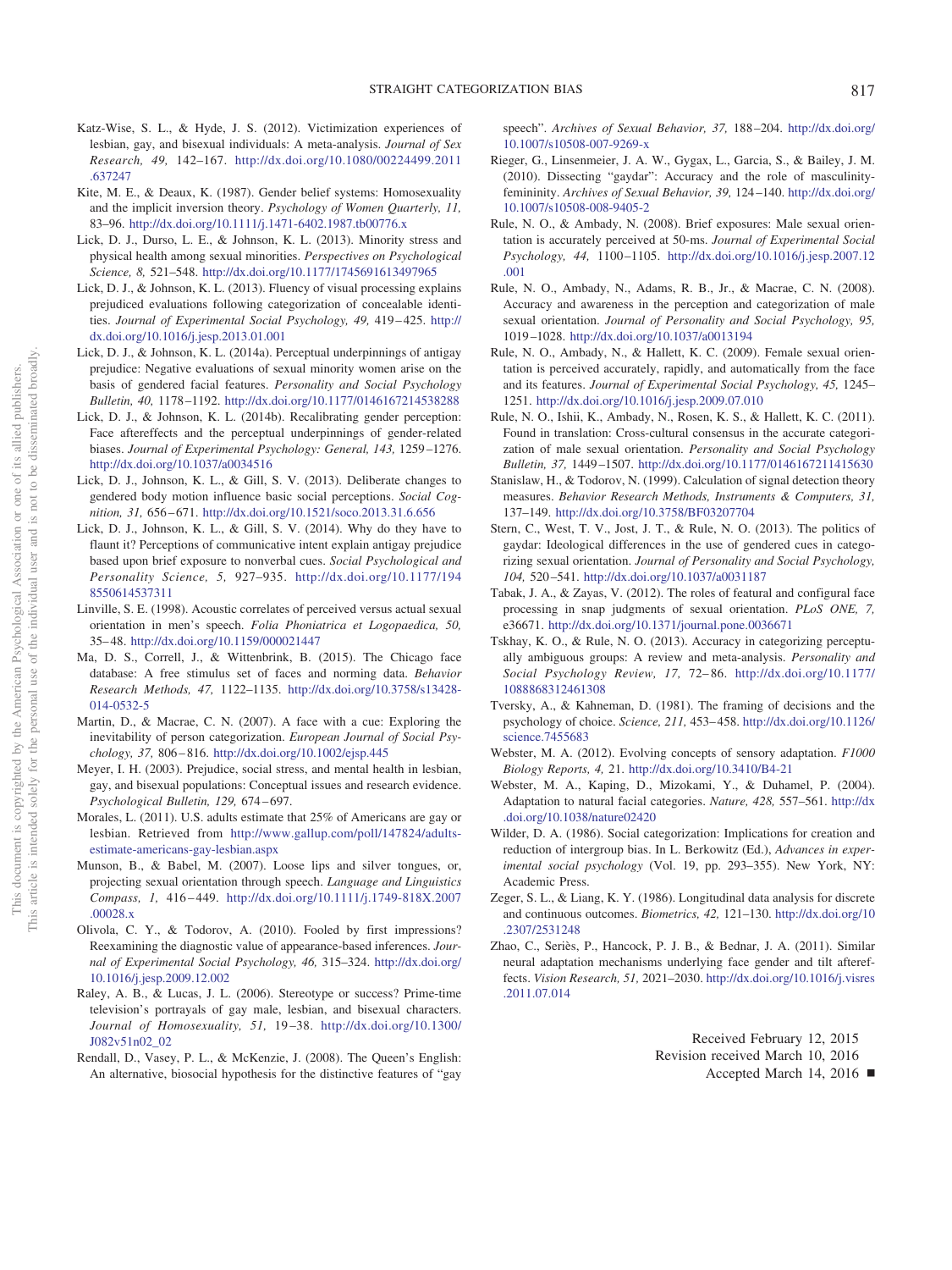Katz-Wise, S. L., & Hyde, J. S. (2012). Victimization experiences of lesbian, gay, and bisexual individuals: A meta-analysis. *Journal of Sex Research, 49,* 142–167. http://dx.doi.org/10.1080/00224499.2011.637247

Kite, M. E., & Deaux, K. (1987). Gender belief systems: Homosexuality and the implicit inversion theory. *Psychology of Women Quarterly, 11,* 83–96. http://dx.doi.org/10.1111/j.1471-6402.1987.tb00776.x

Lick, D. J., Durso, L. E., & Johnson, K. L. (2013). Minority stress and physical health among sexual minorities. *Perspectives on Psychological Science, 8,* 521–548. http://dx.doi.org/10.1177/1745691613497965

Lick, D. J., & Johnson, K. L. (2013). Fluency of visual processing explains prejudiced evaluations following categorization of concealable identities. *Journal of Experimental Social Psychology, 49,* 419–425. http://dx.doi.org/10.1016/j.jesp.2013.01.001

Lick, D. J., & Johnson, K. L. (2014a). Perceptual underpinnings of antigay prejudice: Negative evaluations of sexual minority women arise on the basis of gendered facial features. *Personality and Social Psychology Bulletin, 40,* 1178–1192. http://dx.doi.org/10.1177/0146167214538288

Lick, D. J., & Johnson, K. L. (2014b). Recalibrating gender perception: Face aftereffects and the perceptual underpinnings of gender-related biases. *Journal of Experimental Psychology: General, 143,* 1259–1276. http://dx.doi.org/10.1037/a0034516

Lick, D. J., Johnson, K. L., & Gill, S. V. (2013). Deliberate changes to gendered body motion influence basic social perceptions. *Social Cognition, 31,* 656–671. http://dx.doi.org/10.1521/soco.2013.31.6.656

Lick, D. J., Johnson, K. L., & Gill, S. V. (2014). Why do they have to flaunt it? Perceptions of communicative intent explain antigay prejudice based upon brief exposure to nonverbal cues. *Social Psychological and Personality Science, 5,* 927–935. http://dx.doi.org/10.1177/1948550614537311

Linville, S. E. (1998). Acoustic correlates of perceived versus actual sexual orientation in men's speech. *Folia Phoniatrica et Logopaedica, 50,* 35–48. http://dx.doi.org/10.1159/000021447

Ma, D. S., Correll, J., & Wittenbrink, B. (2015). The Chicago face database: A free stimulus set of faces and norming data. *Behavior Research Methods, 47,* 1122–1135. http://dx.doi.org/10.3758/s13428-014-0532-5

Martin, D., & Macrae, C. N. (2007). A face with a cue: Exploring the inevitability of person categorization. *European Journal of Social Psychology, 37,* 806–816. http://dx.doi.org/10.1002/ejsp.445

Meyer, I. H. (2003). Prejudice, social stress, and mental health in lesbian, gay, and bisexual populations: Conceptual issues and research evidence. *Psychological Bulletin, 129,* 674–697.

Morales, L. (2011). U.S. adults estimate that 25% of Americans are gay or lesbian. Retrieved from http://www.gallup.com/poll/147824/adults-estimate-americans-gay-lesbian.aspx

Munson, B., & Babel, M. (2007). Loose lips and silver tongues, or, projecting sexual orientation through speech. *Language and Linguistics Compass, 1,* 416–449. http://dx.doi.org/10.1111/j.1749-818X.2007.00028.x

Olivola, C. Y., & Todorov, A. (2010). Fooled by first impressions? Reexamining the diagnostic value of appearance-based inferences. *Journal of Experimental Social Psychology, 46,* 315–324. http://dx.doi.org/10.1016/j.jesp.2009.12.002

Raley, A. B., & Lucas, J. L. (2006). Stereotype or success? Prime-time television's portrayals of gay male, lesbian, and bisexual characters. *Journal of Homosexuality, 51,* 19–38. http://dx.doi.org/10.1300/J082v51n02_02

Rendall, D., Vasey, P. L., & McKenzie, J. (2008). The Queen's English: An alternative, biosocial hypothesis for the distinctive features of "gay speech". *Archives of Sexual Behavior, 37,* 188–204. http://dx.doi.org/10.1007/s10508-007-9269-x

Rieger, G., Linsenmeier, J. A. W., Gygax, L., Garcia, S., & Bailey, J. M. (2010). Dissecting "gaydar": Accuracy and the role of masculinity-femininity. *Archives of Sexual Behavior, 39,* 124–140. http://dx.doi.org/10.1007/s10508-008-9405-2

Rule, N. O., & Ambady, N. (2008). Brief exposures: Male sexual orientation is accurately perceived at 50-ms. *Journal of Experimental Social Psychology, 44,* 1100–1105. http://dx.doi.org/10.1016/j.jesp.2007.12.001

Rule, N. O., Ambady, N., Adams, R. B., Jr., & Macrae, C. N. (2008). Accuracy and awareness in the perception and categorization of male sexual orientation. *Journal of Personality and Social Psychology, 95,* 1019–1028. http://dx.doi.org/10.1037/a0013194

Rule, N. O., Ambady, N., & Hallett, K. C. (2009). Female sexual orientation is perceived accurately, rapidly, and automatically from the face and its features. *Journal of Experimental Social Psychology, 45,* 1245–1251. http://dx.doi.org/10.1016/j.jesp.2009.07.010

Rule, N. O., Ishii, K., Ambady, N., Rosen, K. S., & Hallett, K. C. (2011). Found in translation: Cross-cultural consensus in the accurate categorization of male sexual orientation. *Personality and Social Psychology Bulletin, 37,* 1449–1507. http://dx.doi.org/10.1177/0146167211415630

Stanislaw, H., & Todorov, N. (1999). Calculation of signal detection theory measures. *Behavior Research Methods, Instruments & Computers, 31,* 137–149. http://dx.doi.org/10.3758/BF03207704

Stern, C., West, T. V., Jost, J. T., & Rule, N. O. (2013). The politics of gaydar: Ideological differences in the use of gendered cues in categorizing sexual orientation. *Journal of Personality and Social Psychology, 104,* 520–541. http://dx.doi.org/10.1037/a0031187

Tabak, J. A., & Zayas, V. (2012). The roles of featural and configural face processing in snap judgments of sexual orientation. *PLoS ONE, 7,* e36671. http://dx.doi.org/10.1371/journal.pone.0036671

Tskhay, K. O., & Rule, N. O. (2013). Accuracy in categorizing perceptually ambiguous groups: A review and meta-analysis. *Personality and Social Psychology Review, 17,* 72–86. http://dx.doi.org/10.1177/1088868312461308

Tversky, A., & Kahneman, D. (1981). The framing of decisions and the psychology of choice. *Science, 211,* 453–458. http://dx.doi.org/10.1126/science.7455683

Webster, M. A. (2012). Evolving concepts of sensory adaptation. *F1000 Biology Reports, 4,* 21. http://dx.doi.org/10.3410/B4-21

Webster, M. A., Kaping, D., Mizokami, Y., & Duhamel, P. (2004). Adaptation to natural facial categories. *Nature, 428,* 557–561. http://dx.doi.org/10.1038/nature02420

Wilder, D. A. (1986). Social categorization: Implications for creation and reduction of intergroup bias. In L. Berkowitz (Ed.), *Advances in experimental social psychology* (Vol. 19, pp. 293–355). New York, NY: Academic Press.

Zeger, S. L., & Liang, K. Y. (1986). Longitudinal data analysis for discrete and continuous outcomes. *Biometrics, 42,* 121–130. http://dx.doi.org/10.2307/2531248

Zhao, C., Seriès, P., Hancock, P. J. B., & Bednar, J. A. (2011). Similar neural adaptation mechanisms underlying face gender and tilt aftereffects. *Vision Research, 51,* 2021–2030. http://dx.doi.org/10.1016/j.visres.2011.07.014

Received February 12, 2015
Revision received March 10, 2016
Accepted March 14, 2016 ■